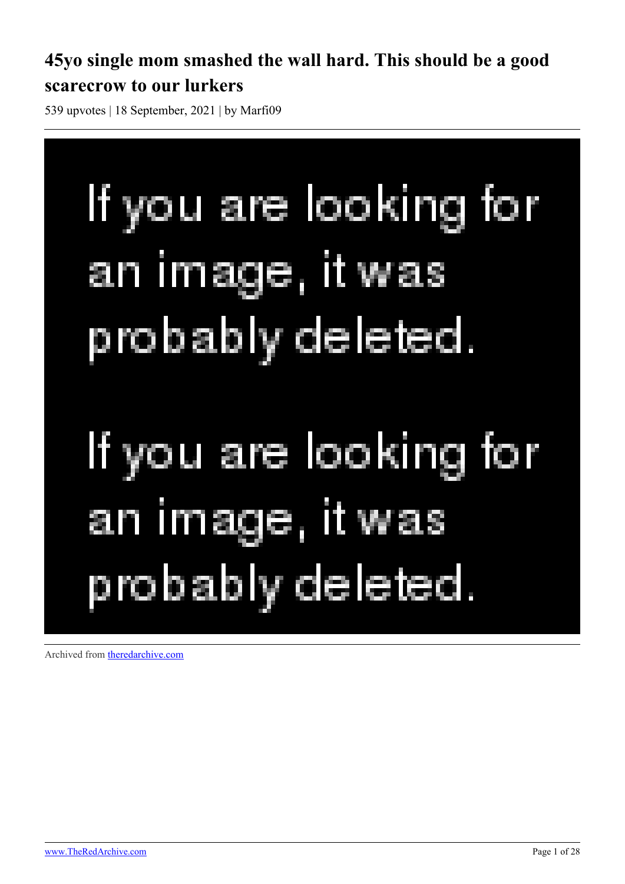# 45yo single mom smashed the wall hard. This should be a good scarecrow to our lurkers

539 upvotes | 18 September, 2021 | by Marfi09

If you are looking for an image, it was probably deleted.

If you are looking for an image, it was probably deleted.

Archived from [theredarchive.com](theredarchive.com)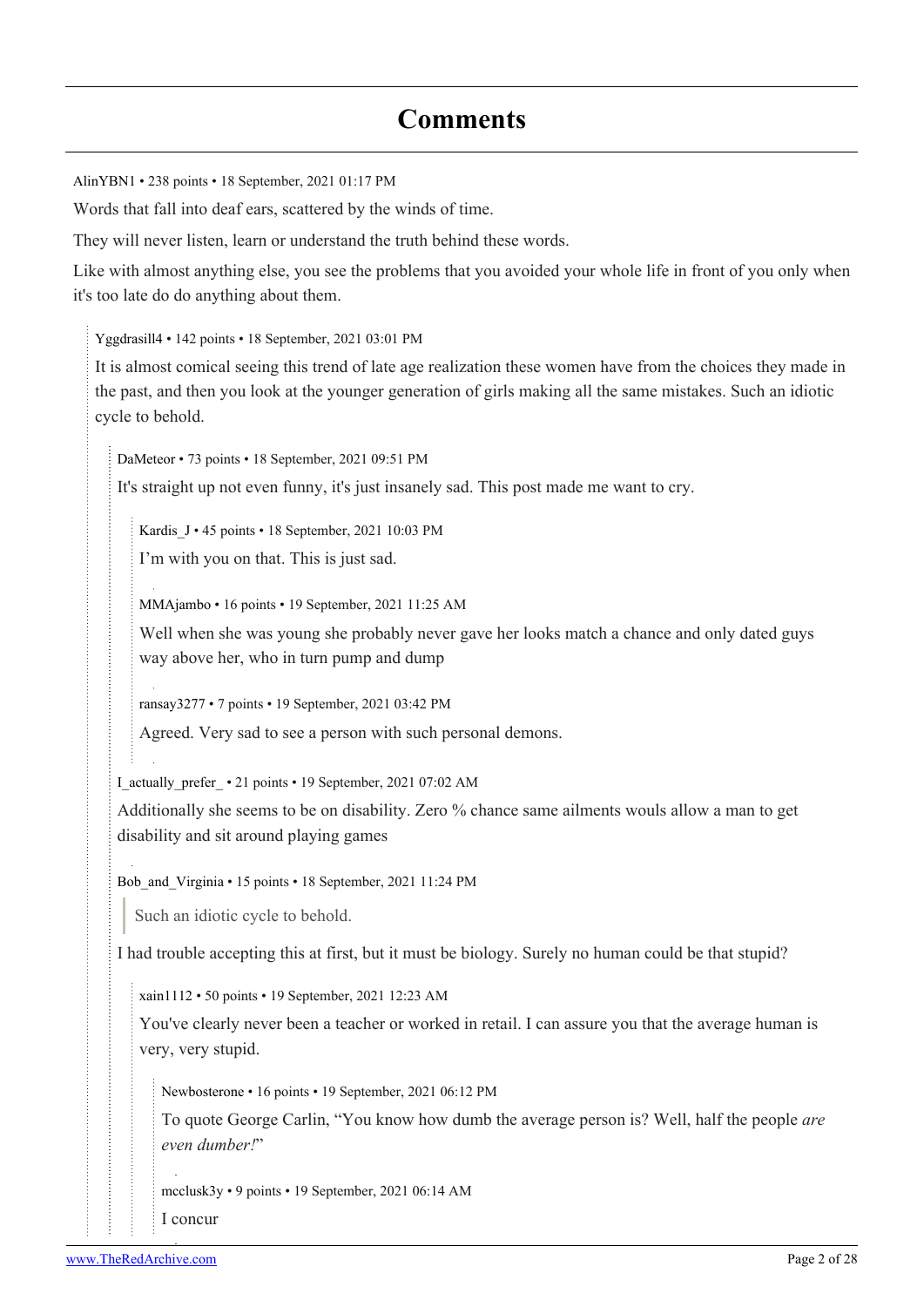# Comments

AlinYBN1 • 238 points • 18 September, 2021 01:17 PM

Words that fall into deaf ears, scattered by the winds of time.

They will never listen, learn or understand the truth behind these words.

Like with almost anything else, you see the problems that you avoided your whole life in front of you only when it's too late do do anything about them.

> Yggdrasill4 • 142 points • 18 September, 2021 03:01 PM
>
> It is almost comical seeing this trend of late age realization these women have from the choices they made in the past, and then you look at the younger generation of girls making all the same mistakes. Such an idiotic cycle to behold.
>
> > DaMeteor • 73 points • 18 September, 2021 09:51 PM
> >
> > It's straight up not even funny, it's just insanely sad. This post made me want to cry.
> >
> > > Kardis_J • 45 points • 18 September, 2021 10:03 PM
> > >
> > > I'm with you on that. This is just sad.
> >
> > > MMAjambo • 16 points • 19 September, 2021 11:25 AM
> > >
> > > Well when she was young she probably never gave her looks match a chance and only dated guys way above her, who in turn pump and dump
> >
> > > ransay3277 • 7 points • 19 September, 2021 03:42 PM
> > >
> > > Agreed. Very sad to see a person with such personal demons.
>
> > I_actually_prefer_ • 21 points • 19 September, 2021 07:02 AM
> >
> > Additionally she seems to be on disability. Zero % chance same ailments wouls allow a man to get disability and sit around playing games
>
> > Bob_and_Virginia • 15 points • 18 September, 2021 11:24 PM
> >
> > > Such an idiotic cycle to behold.
> >
> > I had trouble accepting this at first, but it must be biology. Surely no human could be that stupid?
> >
> > > xain1112 • 50 points • 19 September, 2021 12:23 AM
> > >
> > > You've clearly never been a teacher or worked in retail. I can assure you that the average human is very, very stupid.
> > >
> > > > Newbosterone • 16 points • 19 September, 2021 06:12 PM
> > > >
> > > > To quote George Carlin, "You know how dumb the average person is? Well, half the people *are even dumber!*"
> > >
> > > > mcclusk3y • 9 points • 19 September, 2021 06:14 AM
> > > >
> > > > I concur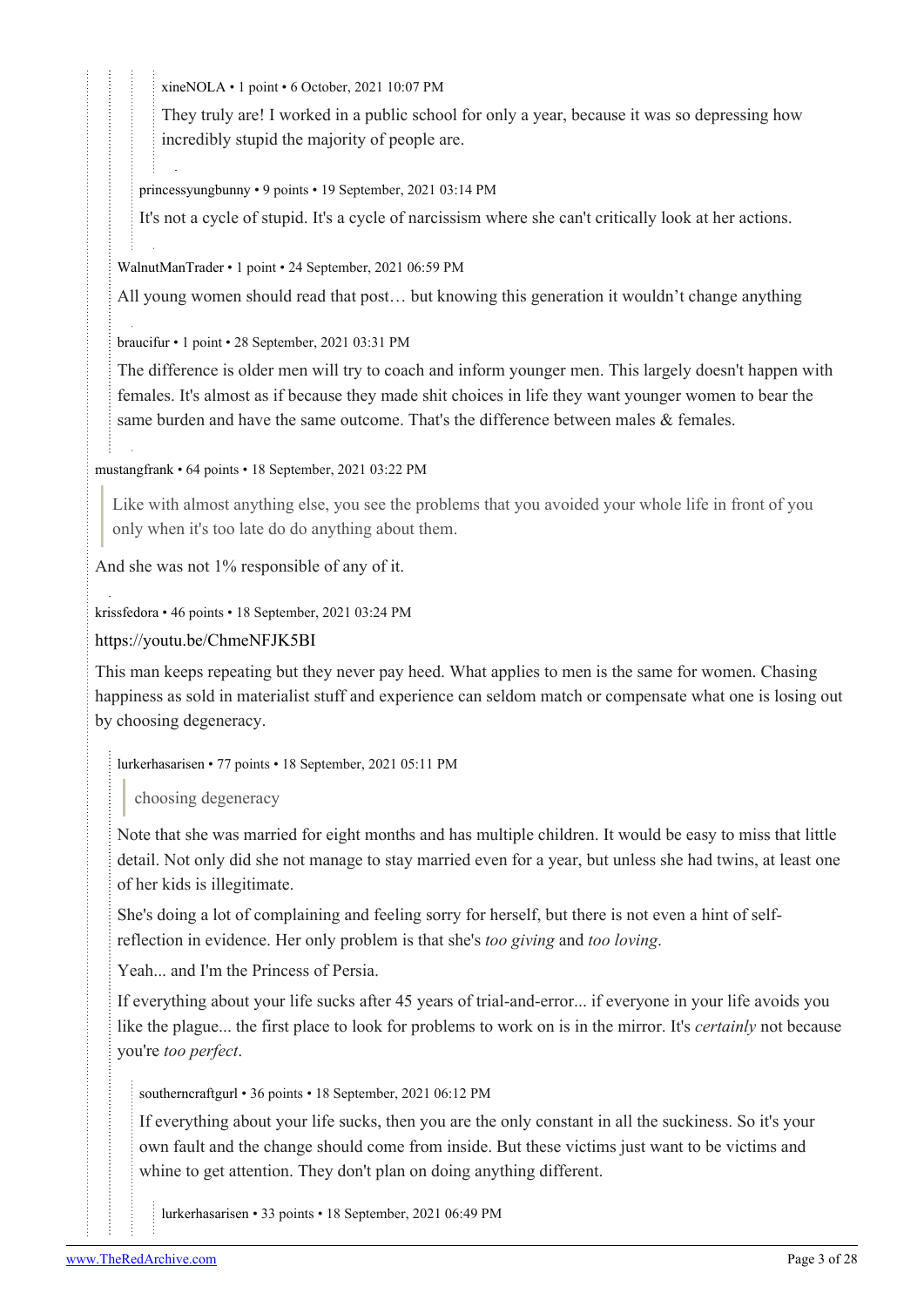xineNOLA • 1 point • 6 October, 2021 10:07 PM

They truly are! I worked in a public school for only a year, because it was so depressing how incredibly stupid the majority of people are.

princessyungbunny • 9 points • 19 September, 2021 03:14 PM

It's not a cycle of stupid. It's a cycle of narcissism where she can't critically look at her actions.

WalnutManTrader • 1 point • 24 September, 2021 06:59 PM

All young women should read that post… but knowing this generation it wouldn't change anything

braucifur • 1 point • 28 September, 2021 03:31 PM

The difference is older men will try to coach and inform younger men. This largely doesn't happen with females. It's almost as if because they made shit choices in life they want younger women to bear the same burden and have the same outcome. That's the difference between males & females.

mustangfrank • 64 points • 18 September, 2021 03:22 PM

> Like with almost anything else, you see the problems that you avoided your whole life in front of you only when it's too late do do anything about them.

And she was not 1% responsible of any of it.

krissfedora • 46 points • 18 September, 2021 03:24 PM

https://youtu.be/ChmeNFJK5BI

This man keeps repeating but they never pay heed. What applies to men is the same for women. Chasing happiness as sold in materialist stuff and experience can seldom match or compensate what one is losing out by choosing degeneracy.

lurkerhasarisen • 77 points • 18 September, 2021 05:11 PM

> choosing degeneracy

Note that she was married for eight months and has multiple children. It would be easy to miss that little detail. Not only did she not manage to stay married even for a year, but unless she had twins, at least one of her kids is illegitimate.

She's doing a lot of complaining and feeling sorry for herself, but there is not even a hint of self-reflection in evidence. Her only problem is that she's *too giving* and *too loving*.

Yeah... and I'm the Princess of Persia.

If everything about your life sucks after 45 years of trial-and-error... if everyone in your life avoids you like the plague... the first place to look for problems to work on is in the mirror. It's *certainly* not because you're *too perfect*.

southerncraftgurl • 36 points • 18 September, 2021 06:12 PM

If everything about your life sucks, then you are the only constant in all the suckiness. So it's your own fault and the change should come from inside. But these victims just want to be victims and whine to get attention. They don't plan on doing anything different.

lurkerhasarisen • 33 points • 18 September, 2021 06:49 PM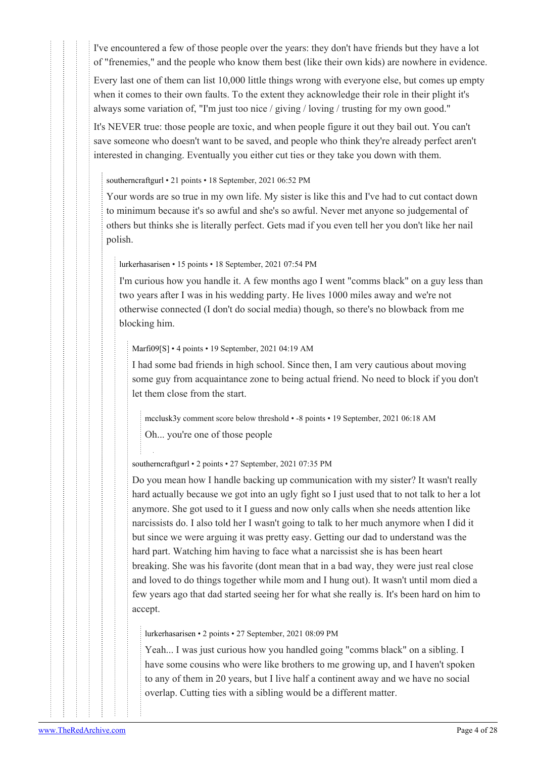I've encountered a few of those people over the years: they don't have friends but they have a lot of "frenemies," and the people who know them best (like their own kids) are nowhere in evidence.

Every last one of them can list 10,000 little things wrong with everyone else, but comes up empty when it comes to their own faults. To the extent they acknowledge their role in their plight it's always some variation of, "I'm just too nice / giving / loving / trusting for my own good."

It's NEVER true: those people are toxic, and when people figure it out they bail out. You can't save someone who doesn't want to be saved, and people who think they're already perfect aren't interested in changing. Eventually you either cut ties or they take you down with them.

> southerncraftgurl • 21 points • 18 September, 2021 06:52 PM
>
> Your words are so true in my own life. My sister is like this and I've had to cut contact down to minimum because it's so awful and she's so awful. Never met anyone so judgemental of others but thinks she is literally perfect. Gets mad if you even tell her you don't like her nail polish.
>
> > lurkerhasarisen • 15 points • 18 September, 2021 07:54 PM
> >
> > I'm curious how you handle it. A few months ago I went "comms black" on a guy less than two years after I was in his wedding party. He lives 1000 miles away and we're not otherwise connected (I don't do social media) though, so there's no blowback from me blocking him.
> >
> > > Marfi09[S] • 4 points • 19 September, 2021 04:19 AM
> > >
> > > I had some bad friends in high school. Since then, I am very cautious about moving some guy from acquaintance zone to being actual friend. No need to block if you don't let them close from the start.
> > >
> > > > mcclusk3y comment score below threshold • -8 points • 19 September, 2021 06:18 AM
> > > >
> > > > Oh... you're one of those people
> > >
> > > southerncraftgurl • 2 points • 27 September, 2021 07:35 PM
> > >
> > > Do you mean how I handle backing up communication with my sister? It wasn't really hard actually because we got into an ugly fight so I just used that to not talk to her a lot anymore. She got used to it I guess and now only calls when she needs attention like narcissists do. I also told her I wasn't going to talk to her much anymore when I did it but since we were arguing it was pretty easy. Getting our dad to understand was the hard part. Watching him having to face what a narcissist she is has been heart breaking. She was his favorite (dont mean that in a bad way, they were just real close and loved to do things together while mom and I hung out). It wasn't until mom died a few years ago that dad started seeing her for what she really is. It's been hard on him to accept.
> > >
> > > > lurkerhasarisen • 2 points • 27 September, 2021 08:09 PM
> > > >
> > > > Yeah... I was just curious how you handled going "comms black" on a sibling. I have some cousins who were like brothers to me growing up, and I haven't spoken to any of them in 20 years, but I live half a continent away and we have no social overlap. Cutting ties with a sibling would be a different matter.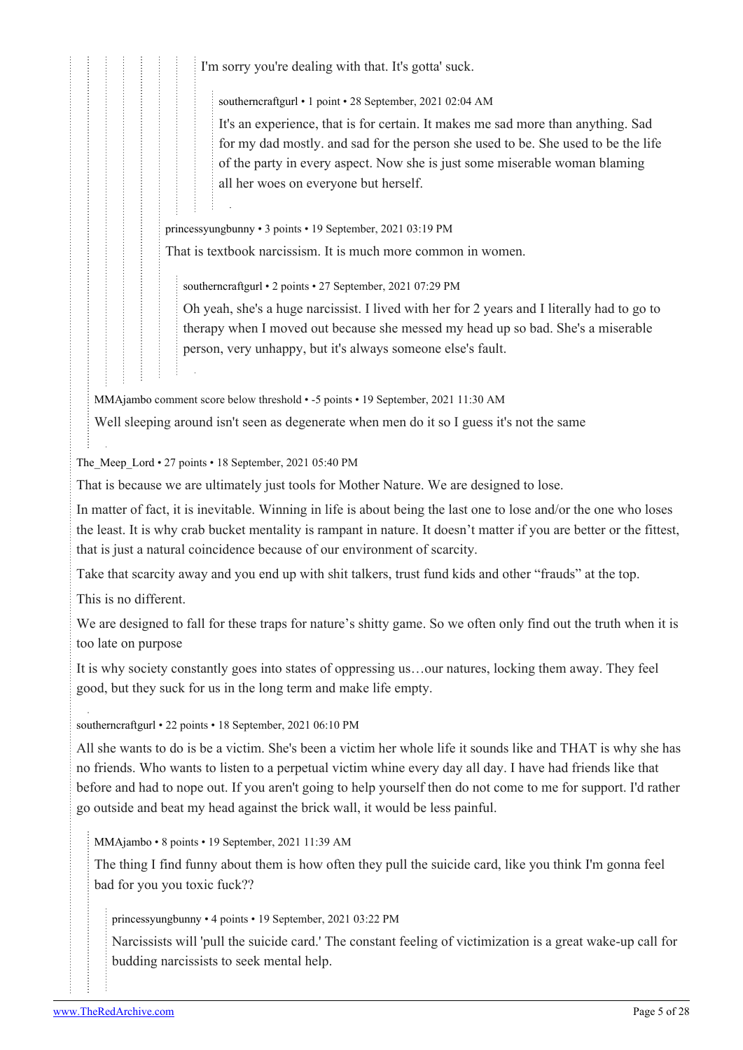I'm sorry you're dealing with that. It's gotta' suck.

southerncraftgurl • 1 point • 28 September, 2021 02:04 AM

It's an experience, that is for certain. It makes me sad more than anything. Sad for my dad mostly. and sad for the person she used to be. She used to be the life of the party in every aspect. Now she is just some miserable woman blaming all her woes on everyone but herself.

princessyungbunny • 3 points • 19 September, 2021 03:19 PM

That is textbook narcissism. It is much more common in women.

southerncraftgurl • 2 points • 27 September, 2021 07:29 PM

Oh yeah, she's a huge narcissist. I lived with her for 2 years and I literally had to go to therapy when I moved out because she messed my head up so bad. She's a miserable person, very unhappy, but it's always someone else's fault.

MMAjambo comment score below threshold • -5 points • 19 September, 2021 11:30 AM

Well sleeping around isn't seen as degenerate when men do it so I guess it's not the same

The_Meep_Lord • 27 points • 18 September, 2021 05:40 PM

That is because we are ultimately just tools for Mother Nature. We are designed to lose.

In matter of fact, it is inevitable. Winning in life is about being the last one to lose and/or the one who loses the least. It is why crab bucket mentality is rampant in nature. It doesn't matter if you are better or the fittest, that is just a natural coincidence because of our environment of scarcity.

Take that scarcity away and you end up with shit talkers, trust fund kids and other "frauds" at the top.

This is no different.

We are designed to fall for these traps for nature's shitty game. So we often only find out the truth when it is too late on purpose

It is why society constantly goes into states of oppressing us…our natures, locking them away. They feel good, but they suck for us in the long term and make life empty.

southerncraftgurl • 22 points • 18 September, 2021 06:10 PM

All she wants to do is be a victim. She's been a victim her whole life it sounds like and THAT is why she has no friends. Who wants to listen to a perpetual victim whine every day all day. I have had friends like that before and had to nope out. If you aren't going to help yourself then do not come to me for support. I'd rather go outside and beat my head against the brick wall, it would be less painful.

MMAjambo • 8 points • 19 September, 2021 11:39 AM

The thing I find funny about them is how often they pull the suicide card, like you think I'm gonna feel bad for you you toxic fuck??

princessyungbunny • 4 points • 19 September, 2021 03:22 PM

Narcissists will 'pull the suicide card.' The constant feeling of victimization is a great wake-up call for budding narcissists to seek mental help.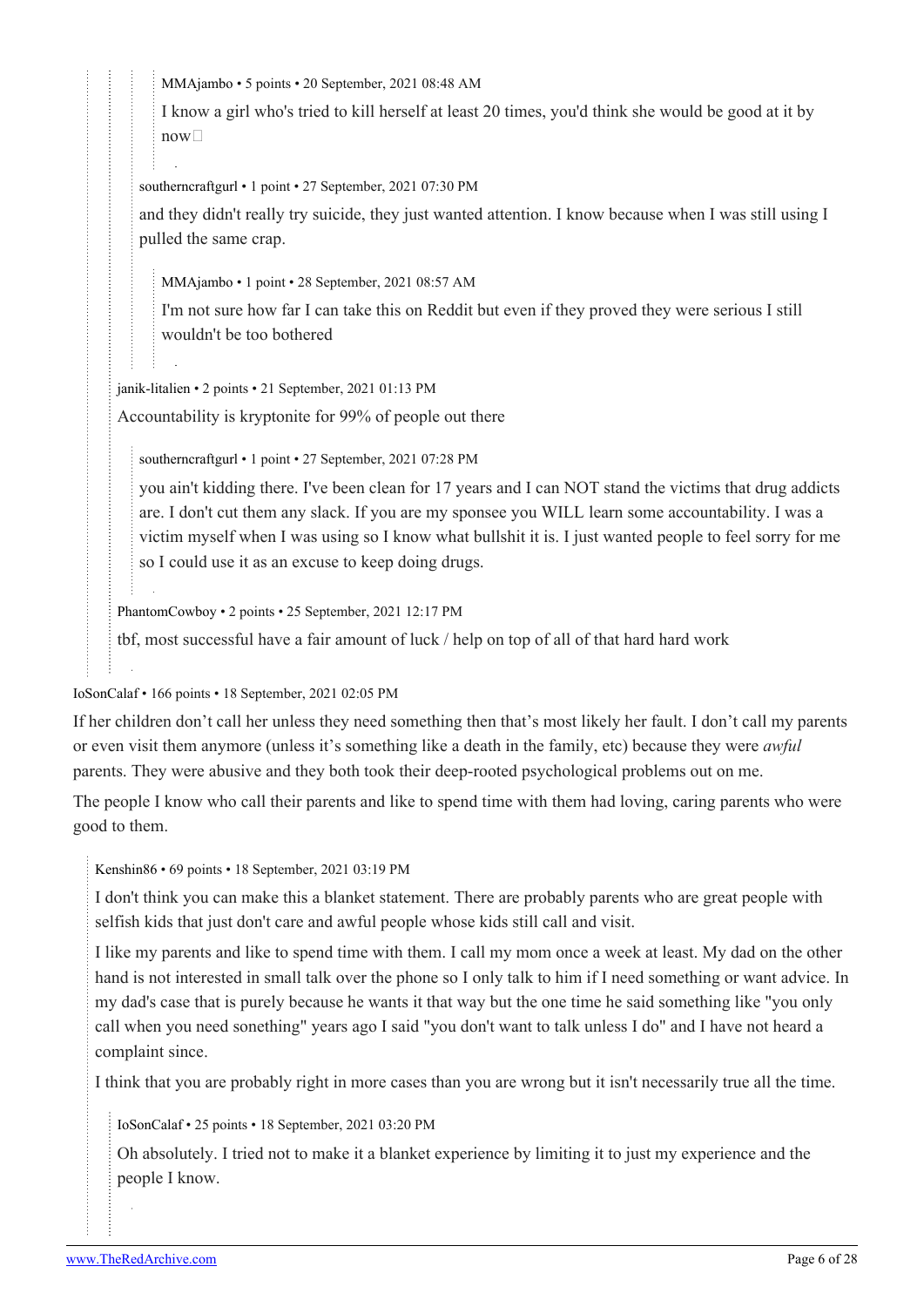MMAjambo • 5 points • 20 September, 2021 08:48 AM

I know a girl who's tried to kill herself at least 20 times, you'd think she would be good at it by now□

southerncraftgurl • 1 point • 27 September, 2021 07:30 PM

and they didn't really try suicide, they just wanted attention. I know because when I was still using I pulled the same crap.

MMAjambo • 1 point • 28 September, 2021 08:57 AM

I'm not sure how far I can take this on Reddit but even if they proved they were serious I still wouldn't be too bothered

janik-litalien • 2 points • 21 September, 2021 01:13 PM

Accountability is kryptonite for 99% of people out there

southerncraftgurl • 1 point • 27 September, 2021 07:28 PM

you ain't kidding there. I've been clean for 17 years and I can NOT stand the victims that drug addicts are. I don't cut them any slack. If you are my sponsee you WILL learn some accountability. I was a victim myself when I was using so I know what bullshit it is. I just wanted people to feel sorry for me so I could use it as an excuse to keep doing drugs.

PhantomCowboy • 2 points • 25 September, 2021 12:17 PM

tbf, most successful have a fair amount of luck / help on top of all of that hard hard work

IoSonCalaf • 166 points • 18 September, 2021 02:05 PM

If her children don't call her unless they need something then that's most likely her fault. I don't call my parents or even visit them anymore (unless it's something like a death in the family, etc) because they were *awful* parents. They were abusive and they both took their deep-rooted psychological problems out on me.

The people I know who call their parents and like to spend time with them had loving, caring parents who were good to them.

Kenshin86 • 69 points • 18 September, 2021 03:19 PM

I don't think you can make this a blanket statement. There are probably parents who are great people with selfish kids that just don't care and awful people whose kids still call and visit.

I like my parents and like to spend time with them. I call my mom once a week at least. My dad on the other hand is not interested in small talk over the phone so I only talk to him if I need something or want advice. In my dad's case that is purely because he wants it that way but the one time he said something like "you only call when you need sonething" years ago I said "you don't want to talk unless I do" and I have not heard a complaint since.

I think that you are probably right in more cases than you are wrong but it isn't necessarily true all the time.

IoSonCalaf • 25 points • 18 September, 2021 03:20 PM

Oh absolutely. I tried not to make it a blanket experience by limiting it to just my experience and the people I know.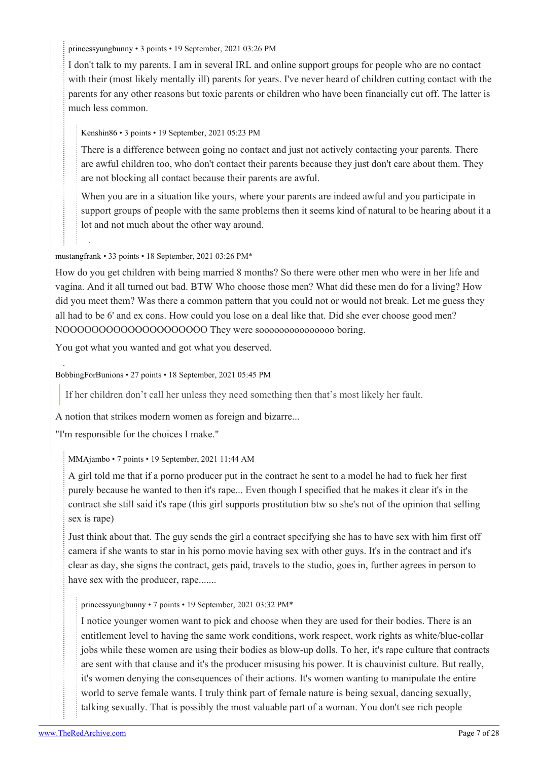princessyungbunny • 3 points • 19 September, 2021 03:26 PM

I don't talk to my parents. I am in several IRL and online support groups for people who are no contact with their (most likely mentally ill) parents for years. I've never heard of children cutting contact with the parents for any other reasons but toxic parents or children who have been financially cut off. The latter is much less common.

> Kenshin86 • 3 points • 19 September, 2021 05:23 PM
>
> There is a difference between going no contact and just not actively contacting your parents. There are awful children too, who don't contact their parents because they just don't care about them. They are not blocking all contact because their parents are awful.
>
> When you are in a situation like yours, where your parents are indeed awful and you participate in support groups of people with the same problems then it seems kind of natural to be hearing about it a lot and not much about the other way around.

mustangfrank • 33 points • 18 September, 2021 03:26 PM*

How do you get children with being married 8 months? So there were other men who were in her life and vagina. And it all turned out bad. BTW Who choose those men? What did these men do for a living? How did you meet them? Was there a common pattern that you could not or would not break. Let me guess they all had to be 6' and ex cons. How could you lose on a deal like that. Did she ever choose good men? NOOOOOOOOOOOOOOOOOOOO They were sooooooooooooooo boring.

You got what you wanted and got what you deserved.

BobbingForBunions • 27 points • 18 September, 2021 05:45 PM

> If her children don't call her unless they need something then that's most likely her fault.

A notion that strikes modern women as foreign and bizarre...

"I'm responsible for the choices I make."

> MMAjambo • 7 points • 19 September, 2021 11:44 AM
>
> A girl told me that if a porno producer put in the contract he sent to a model he had to fuck her first purely because he wanted to then it's rape... Even though I specified that he makes it clear it's in the contract she still said it's rape (this girl supports prostitution btw so she's not of the opinion that selling sex is rape)
>
> Just think about that. The guy sends the girl a contract specifying she has to have sex with him first off camera if she wants to star in his porno movie having sex with other guys. It's in the contract and it's clear as day, she signs the contract, gets paid, travels to the studio, goes in, further agrees in person to have sex with the producer, rape.......
>
> > princessyungbunny • 7 points • 19 September, 2021 03:32 PM*
> >
> > I notice younger women want to pick and choose when they are used for their bodies. There is an entitlement level to having the same work conditions, work respect, work rights as white/blue-collar jobs while these women are using their bodies as blow-up dolls. To her, it's rape culture that contracts are sent with that clause and it's the producer misusing his power. It is chauvinist culture. But really, it's women denying the consequences of their actions. It's women wanting to manipulate the entire world to serve female wants. I truly think part of female nature is being sexual, dancing sexually, talking sexually. That is possibly the most valuable part of a woman. You don't see rich people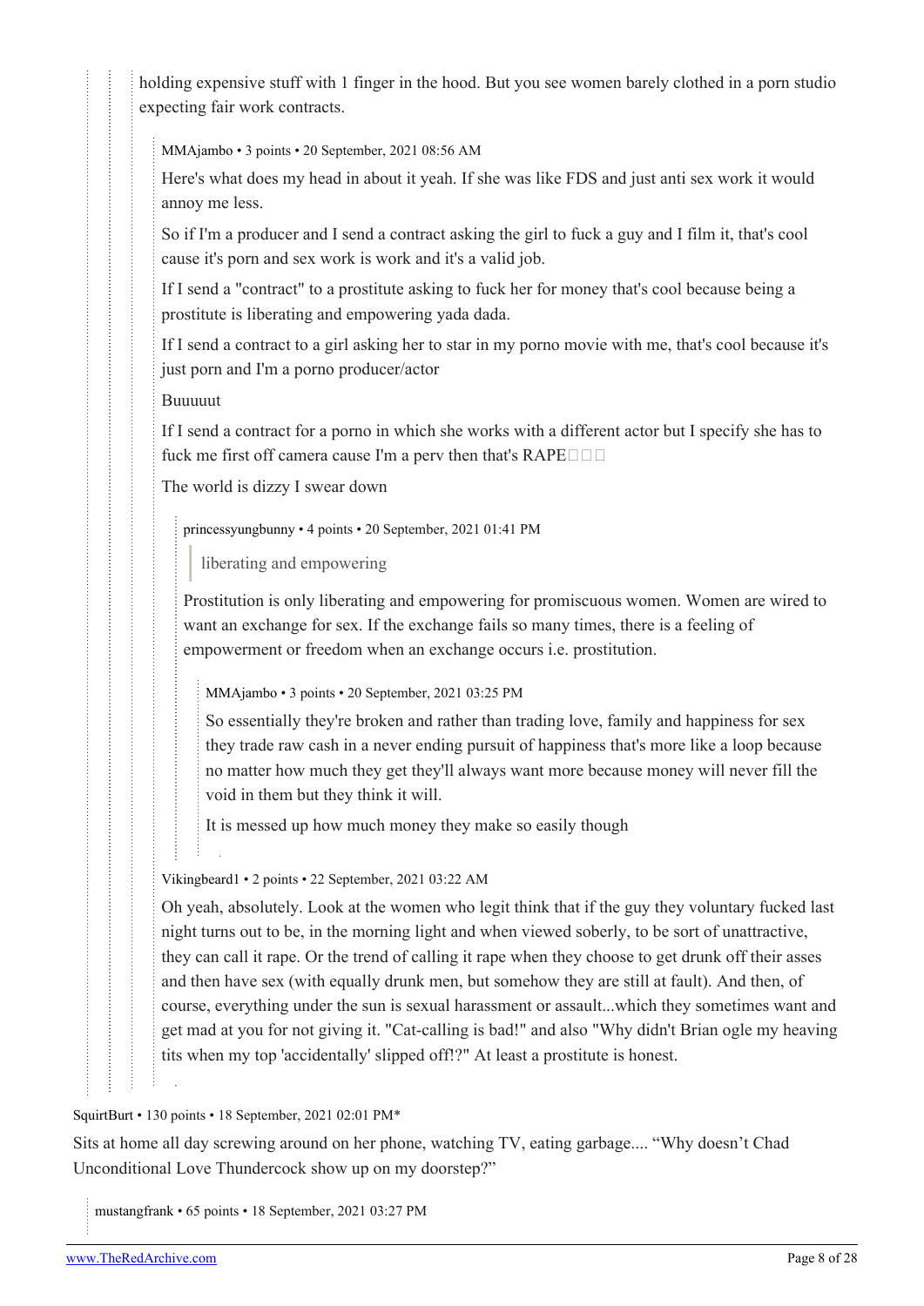holding expensive stuff with 1 finger in the hood. But you see women barely clothed in a porn studio expecting fair work contracts.

MMAjambo • 3 points • 20 September, 2021 08:56 AM

Here's what does my head in about it yeah. If she was like FDS and just anti sex work it would annoy me less.

So if I'm a producer and I send a contract asking the girl to fuck a guy and I film it, that's cool cause it's porn and sex work is work and it's a valid job.

If I send a "contract" to a prostitute asking to fuck her for money that's cool because being a prostitute is liberating and empowering yada dada.

If I send a contract to a girl asking her to star in my porno movie with me, that's cool because it's just porn and I'm a porno producer/actor

Buuuuut

If I send a contract for a porno in which she works with a different actor but I specify she has to fuck me first off camera cause I'm a perv then that's RAPE□□□

The world is dizzy I swear down

princessyungbunny • 4 points • 20 September, 2021 01:41 PM

> liberating and empowering

Prostitution is only liberating and empowering for promiscuous women. Women are wired to want an exchange for sex. If the exchange fails so many times, there is a feeling of empowerment or freedom when an exchange occurs i.e. prostitution.

MMAjambo • 3 points • 20 September, 2021 03:25 PM

So essentially they're broken and rather than trading love, family and happiness for sex they trade raw cash in a never ending pursuit of happiness that's more like a loop because no matter how much they get they'll always want more because money will never fill the void in them but they think it will.

It is messed up how much money they make so easily though

Vikingbeard1 • 2 points • 22 September, 2021 03:22 AM

Oh yeah, absolutely. Look at the women who legit think that if the guy they voluntary fucked last night turns out to be, in the morning light and when viewed soberly, to be sort of unattractive, they can call it rape. Or the trend of calling it rape when they choose to get drunk off their asses and then have sex (with equally drunk men, but somehow they are still at fault). And then, of course, everything under the sun is sexual harassment or assault...which they sometimes want and get mad at you for not giving it. "Cat-calling is bad!" and also "Why didn't Brian ogle my heaving tits when my top 'accidentally' slipped off!?" At least a prostitute is honest.

SquirtBurt • 130 points • 18 September, 2021 02:01 PM*

Sits at home all day screwing around on her phone, watching TV, eating garbage.... "Why doesn't Chad Unconditional Love Thundercock show up on my doorstep?"

mustangfrank • 65 points • 18 September, 2021 03:27 PM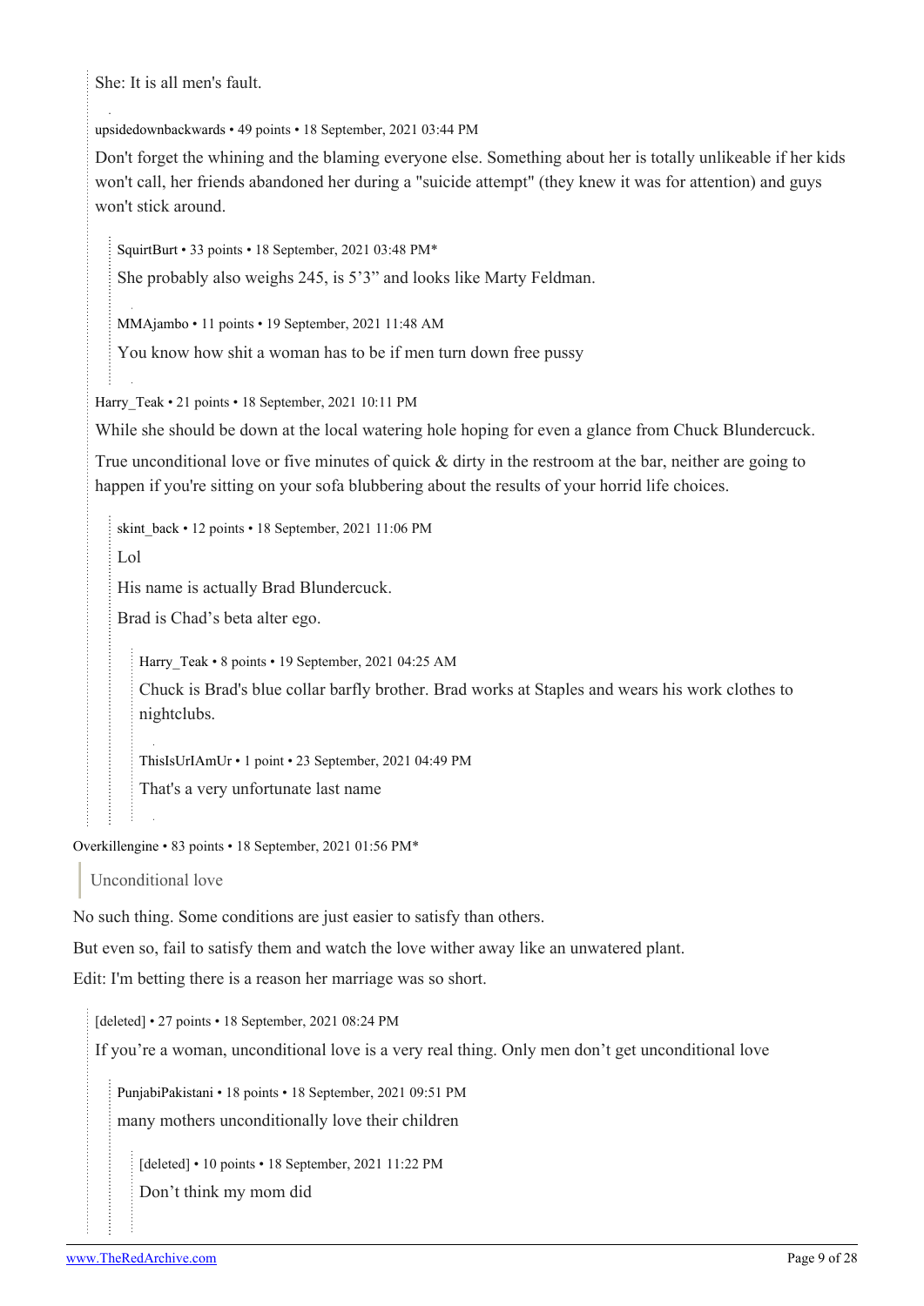She: It is all men's fault.

upsidedownbackwards • 49 points • 18 September, 2021 03:44 PM

Don't forget the whining and the blaming everyone else. Something about her is totally unlikeable if her kids won't call, her friends abandoned her during a "suicide attempt" (they knew it was for attention) and guys won't stick around.

SquirtBurt • 33 points • 18 September, 2021 03:48 PM*

She probably also weighs 245, is 5'3" and looks like Marty Feldman.

MMAjambo • 11 points • 19 September, 2021 11:48 AM

You know how shit a woman has to be if men turn down free pussy

Harry_Teak • 21 points • 18 September, 2021 10:11 PM

While she should be down at the local watering hole hoping for even a glance from Chuck Blundercuck.

True unconditional love or five minutes of quick & dirty in the restroom at the bar, neither are going to happen if you're sitting on your sofa blubbering about the results of your horrid life choices.

skint_back • 12 points • 18 September, 2021 11:06 PM

Lol

His name is actually Brad Blundercuck.

Brad is Chad's beta alter ego.

Harry_Teak • 8 points • 19 September, 2021 04:25 AM

Chuck is Brad's blue collar barfly brother. Brad works at Staples and wears his work clothes to nightclubs.

ThisIsUrIAmUr • 1 point • 23 September, 2021 04:49 PM

That's a very unfortunate last name

Overkillengine • 83 points • 18 September, 2021 01:56 PM*

> Unconditional love

No such thing. Some conditions are just easier to satisfy than others.

But even so, fail to satisfy them and watch the love wither away like an unwatered plant.

Edit: I'm betting there is a reason her marriage was so short.

[deleted] • 27 points • 18 September, 2021 08:24 PM

If you're a woman, unconditional love is a very real thing. Only men don't get unconditional love

PunjabiPakistani • 18 points • 18 September, 2021 09:51 PM

many mothers unconditionally love their children

[deleted] • 10 points • 18 September, 2021 11:22 PM

Don't think my mom did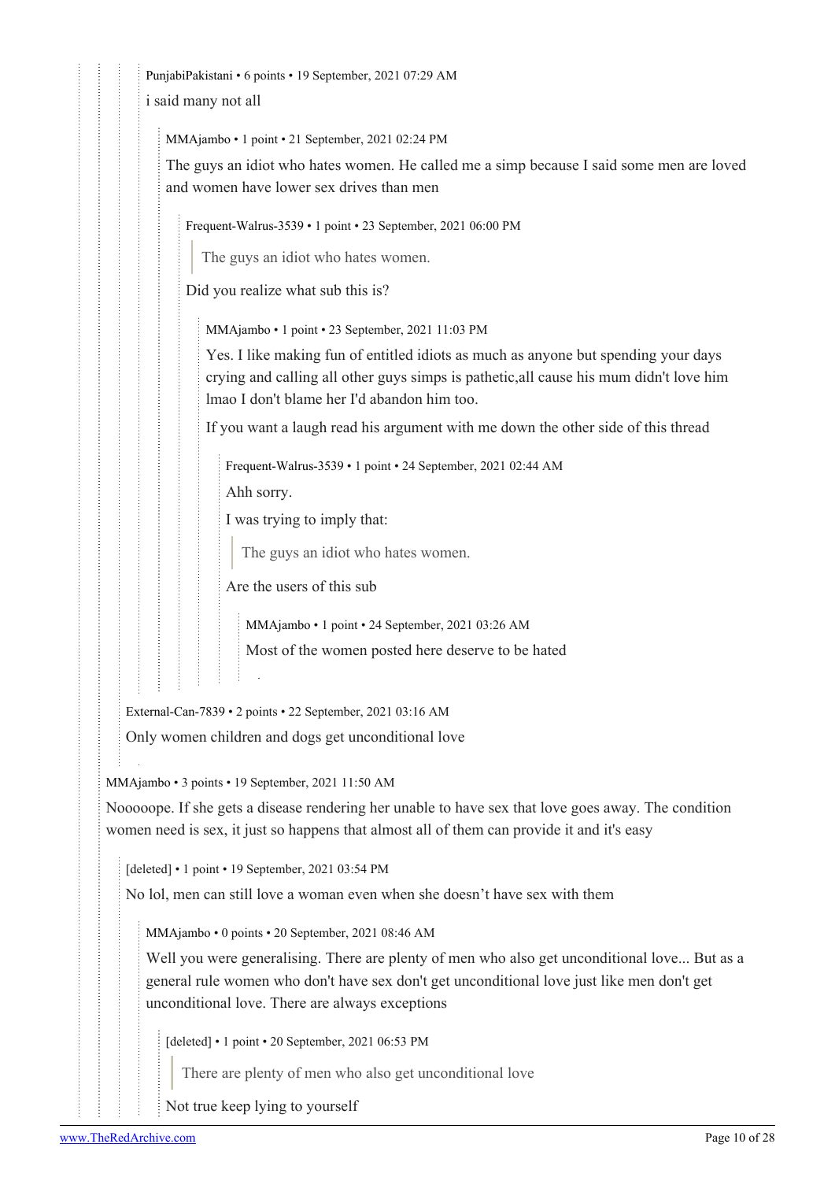PunjabiPakistani • 6 points • 19 September, 2021 07:29 AM

i said many not all

MMAjambo • 1 point • 21 September, 2021 02:24 PM

The guys an idiot who hates women. He called me a simp because I said some men are loved and women have lower sex drives than men

Frequent-Walrus-3539 • 1 point • 23 September, 2021 06:00 PM

> The guys an idiot who hates women.

Did you realize what sub this is?

MMAjambo • 1 point • 23 September, 2021 11:03 PM

Yes. I like making fun of entitled idiots as much as anyone but spending your days crying and calling all other guys simps is pathetic,all cause his mum didn't love him lmao I don't blame her I'd abandon him too.

If you want a laugh read his argument with me down the other side of this thread

Frequent-Walrus-3539 • 1 point • 24 September, 2021 02:44 AM

Ahh sorry.

I was trying to imply that:

> The guys an idiot who hates women.

Are the users of this sub

MMAjambo • 1 point • 24 September, 2021 03:26 AM

Most of the women posted here deserve to be hated

External-Can-7839 • 2 points • 22 September, 2021 03:16 AM

Only women children and dogs get unconditional love

MMAjambo • 3 points • 19 September, 2021 11:50 AM

Nooooope. If she gets a disease rendering her unable to have sex that love goes away. The condition women need is sex, it just so happens that almost all of them can provide it and it's easy

[deleted] • 1 point • 19 September, 2021 03:54 PM

No lol, men can still love a woman even when she doesn't have sex with them

MMAjambo • 0 points • 20 September, 2021 08:46 AM

Well you were generalising. There are plenty of men who also get unconditional love... But as a general rule women who don't have sex don't get unconditional love just like men don't get unconditional love. There are always exceptions

[deleted] • 1 point • 20 September, 2021 06:53 PM

> There are plenty of men who also get unconditional love

Not true keep lying to yourself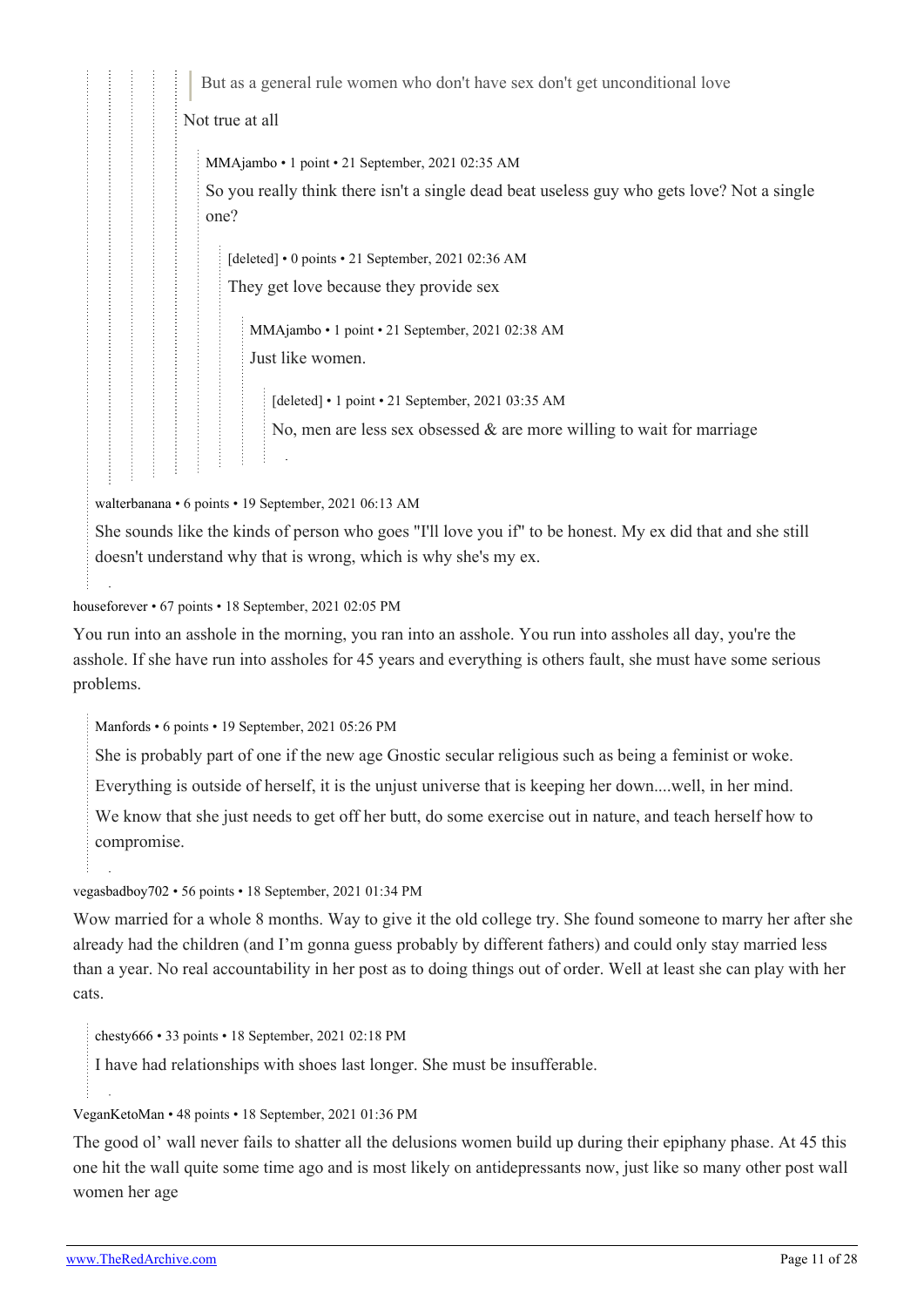> But as a general rule women who don't have sex don't get unconditional love

Not true at all

MMAjambo • 1 point • 21 September, 2021 02:35 AM

So you really think there isn't a single dead beat useless guy who gets love? Not a single one?

[deleted] • 0 points • 21 September, 2021 02:36 AM

They get love because they provide sex

MMAjambo • 1 point • 21 September, 2021 02:38 AM

Just like women.

[deleted] • 1 point • 21 September, 2021 03:35 AM

No, men are less sex obsessed & are more willing to wait for marriage

walterbanana • 6 points • 19 September, 2021 06:13 AM

She sounds like the kinds of person who goes "I'll love you if" to be honest. My ex did that and she still doesn't understand why that is wrong, which is why she's my ex.

houseforever • 67 points • 18 September, 2021 02:05 PM

You run into an asshole in the morning, you ran into an asshole. You run into assholes all day, you're the asshole. If she have run into assholes for 45 years and everything is others fault, she must have some serious problems.

Manfords • 6 points • 19 September, 2021 05:26 PM

She is probably part of one if the new age Gnostic secular religious such as being a feminist or woke.

Everything is outside of herself, it is the unjust universe that is keeping her down....well, in her mind.

We know that she just needs to get off her butt, do some exercise out in nature, and teach herself how to compromise.

vegasbadboy702 • 56 points • 18 September, 2021 01:34 PM

Wow married for a whole 8 months. Way to give it the old college try. She found someone to marry her after she already had the children (and I'm gonna guess probably by different fathers) and could only stay married less than a year. No real accountability in her post as to doing things out of order. Well at least she can play with her cats.

chesty666 • 33 points • 18 September, 2021 02:18 PM

I have had relationships with shoes last longer. She must be insufferable.

VeganKetoMan • 48 points • 18 September, 2021 01:36 PM

The good ol' wall never fails to shatter all the delusions women build up during their epiphany phase. At 45 this one hit the wall quite some time ago and is most likely on antidepressants now, just like so many other post wall women her age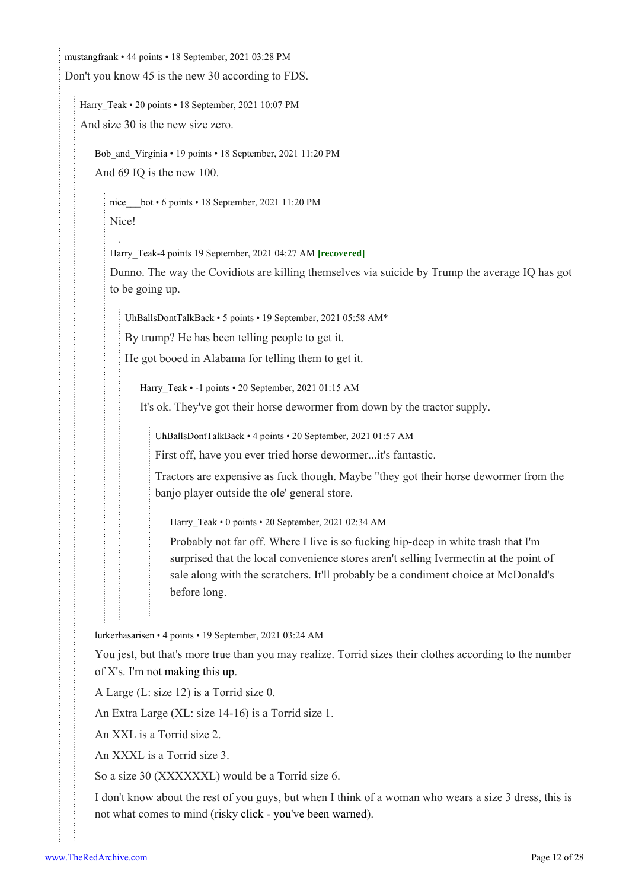mustangfrank • 44 points • 18 September, 2021 03:28 PM

Don't you know 45 is the new 30 according to FDS.

> Harry_Teak • 20 points • 18 September, 2021 10:07 PM
>
> And size 30 is the new size zero.
>
> > Bob_and_Virginia • 19 points • 18 September, 2021 11:20 PM
> >
> > And 69 IQ is the new 100.
> >
> > > nice___bot • 6 points • 18 September, 2021 11:20 PM
> > >
> > > Nice!
> >
> > > Harry_Teak-4 points 19 September, 2021 04:27 AM **[recovered]**
> > >
> > > Dunno. The way the Covidiots are killing themselves via suicide by Trump the average IQ has got to be going up.
> > >
> > > > UhBallsDontTalkBack • 5 points • 19 September, 2021 05:58 AM*
> > > >
> > > > By trump? He has been telling people to get it.
> > > >
> > > > He got booed in Alabama for telling them to get it.
> > > >
> > > > > Harry_Teak • -1 points • 20 September, 2021 01:15 AM
> > > > >
> > > > > It's ok. They've got their horse dewormer from down by the tractor supply.
> > > > >
> > > > > > UhBallsDontTalkBack • 4 points • 20 September, 2021 01:57 AM
> > > > > >
> > > > > > First off, have you ever tried horse dewormer...it's fantastic.
> > > > > >
> > > > > > Tractors are expensive as fuck though. Maybe "they got their horse dewormer from the banjo player outside the ole' general store.
> > > > > >
> > > > > > > Harry_Teak • 0 points • 20 September, 2021 02:34 AM
> > > > > > >
> > > > > > > Probably not far off. Where I live is so fucking hip-deep in white trash that I'm surprised that the local convenience stores aren't selling Ivermectin at the point of sale along with the scratchers. It'll probably be a condiment choice at McDonald's before long.
> >
> > lurkerhasarisen • 4 points • 19 September, 2021 03:24 AM
> >
> > You jest, but that's more true than you may realize. Torrid sizes their clothes according to the number of X's. I'm not making this up.
> >
> > A Large (L: size 12) is a Torrid size 0.
> >
> > An Extra Large (XL: size 14-16) is a Torrid size 1.
> >
> > An XXL is a Torrid size 2.
> >
> > An XXXL is a Torrid size 3.
> >
> > So a size 30 (XXXXXXL) would be a Torrid size 6.
> >
> > I don't know about the rest of you guys, but when I think of a woman who wears a size 3 dress, this is not what comes to mind (risky click - you've been warned).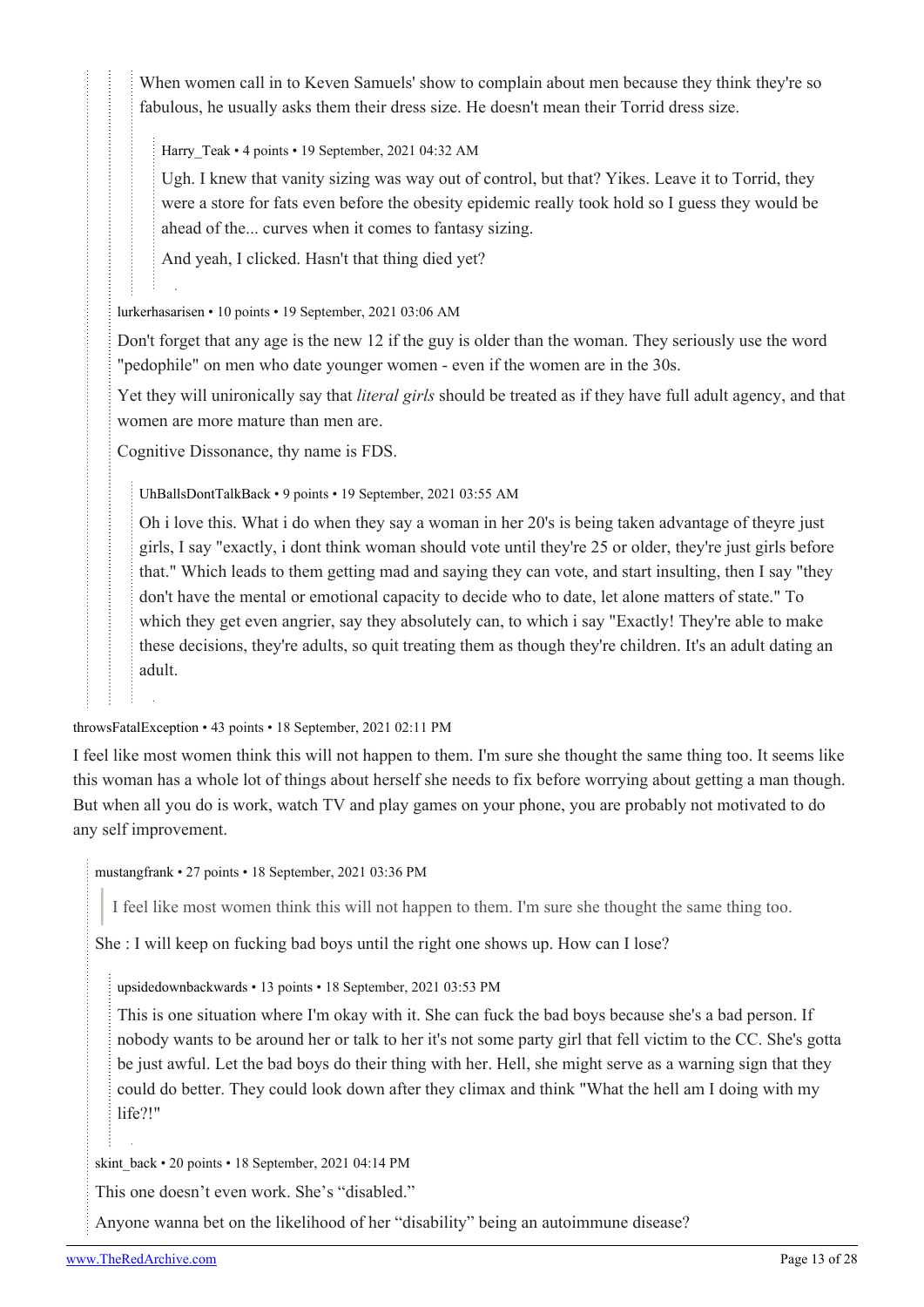When women call in to Keven Samuels' show to complain about men because they think they're so fabulous, he usually asks them their dress size. He doesn't mean their Torrid dress size.

Harry_Teak • 4 points • 19 September, 2021 04:32 AM

Ugh. I knew that vanity sizing was way out of control, but that? Yikes. Leave it to Torrid, they were a store for fats even before the obesity epidemic really took hold so I guess they would be ahead of the... curves when it comes to fantasy sizing.

And yeah, I clicked. Hasn't that thing died yet?

lurkerhasarisen • 10 points • 19 September, 2021 03:06 AM

Don't forget that any age is the new 12 if the guy is older than the woman. They seriously use the word "pedophile" on men who date younger women - even if the women are in the 30s.

Yet they will unironically say that *literal girls* should be treated as if they have full adult agency, and that women are more mature than men are.

Cognitive Dissonance, thy name is FDS.

UhBallsDontTalkBack • 9 points • 19 September, 2021 03:55 AM

Oh i love this. What i do when they say a woman in her 20's is being taken advantage of theyre just girls, I say "exactly, i dont think woman should vote until they're 25 or older, they're just girls before that." Which leads to them getting mad and saying they can vote, and start insulting, then I say "they don't have the mental or emotional capacity to decide who to date, let alone matters of state." To which they get even angrier, say they absolutely can, to which i say "Exactly! They're able to make these decisions, they're adults, so quit treating them as though they're children. It's an adult dating an adult.

throwsFatalException • 43 points • 18 September, 2021 02:11 PM

I feel like most women think this will not happen to them. I'm sure she thought the same thing too. It seems like this woman has a whole lot of things about herself she needs to fix before worrying about getting a man though. But when all you do is work, watch TV and play games on your phone, you are probably not motivated to do any self improvement.

mustangfrank • 27 points • 18 September, 2021 03:36 PM

> I feel like most women think this will not happen to them. I'm sure she thought the same thing too.

She : I will keep on fucking bad boys until the right one shows up. How can I lose?

upsidedownbackwards • 13 points • 18 September, 2021 03:53 PM

This is one situation where I'm okay with it. She can fuck the bad boys because she's a bad person. If nobody wants to be around her or talk to her it's not some party girl that fell victim to the CC. She's gotta be just awful. Let the bad boys do their thing with her. Hell, she might serve as a warning sign that they could do better. They could look down after they climax and think "What the hell am I doing with my life?!"

skint_back • 20 points • 18 September, 2021 04:14 PM

This one doesn't even work. She's "disabled."

Anyone wanna bet on the likelihood of her "disability" being an autoimmune disease?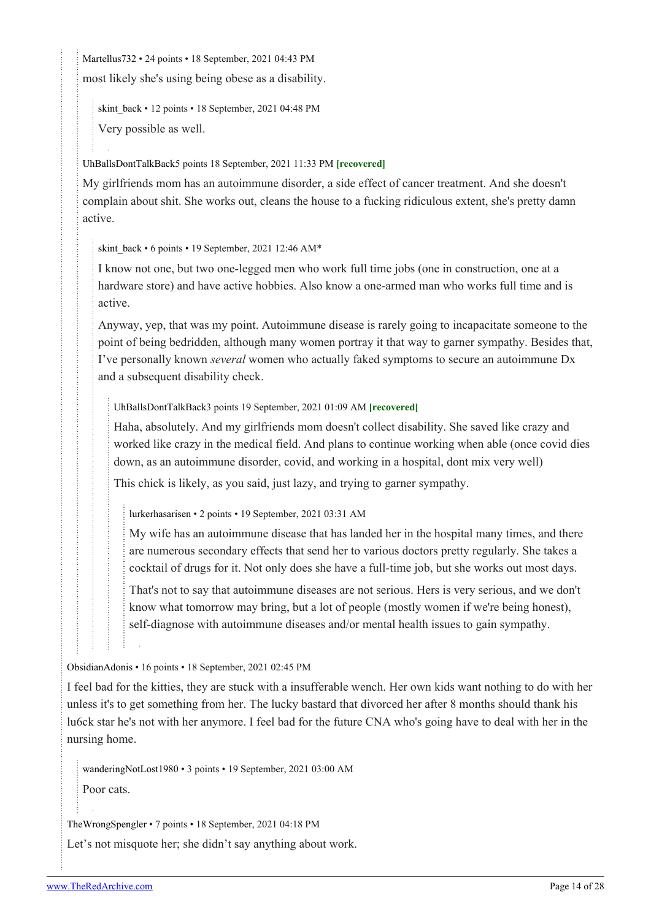Martellus732 • 24 points • 18 September, 2021 04:43 PM

most likely she's using being obese as a disability.

> skint_back • 12 points • 18 September, 2021 04:48 PM
>
> Very possible as well.

UhBallsDontTalkBack5 points 18 September, 2021 11:33 PM **[recovered]**

My girlfriends mom has an autoimmune disorder, a side effect of cancer treatment. And she doesn't complain about shit. She works out, cleans the house to a fucking ridiculous extent, she's pretty damn active.

> skint_back • 6 points • 19 September, 2021 12:46 AM*
>
> I know not one, but two one-legged men who work full time jobs (one in construction, one at a hardware store) and have active hobbies. Also know a one-armed man who works full time and is active.
>
> Anyway, yep, that was my point. Autoimmune disease is rarely going to incapacitate someone to the point of being bedridden, although many women portray it that way to garner sympathy. Besides that, I've personally known *several* women who actually faked symptoms to secure an autoimmune Dx and a subsequent disability check.
>
> > UhBallsDontTalkBack3 points 19 September, 2021 01:09 AM **[recovered]**
> >
> > Haha, absolutely. And my girlfriends mom doesn't collect disability. She saved like crazy and worked like crazy in the medical field. And plans to continue working when able (once covid dies down, as an autoimmune disorder, covid, and working in a hospital, dont mix very well)
> >
> > This chick is likely, as you said, just lazy, and trying to garner sympathy.
> >
> > > lurkerhasarisen • 2 points • 19 September, 2021 03:31 AM
> > >
> > > My wife has an autoimmune disease that has landed her in the hospital many times, and there are numerous secondary effects that send her to various doctors pretty regularly. She takes a cocktail of drugs for it. Not only does she have a full-time job, but she works out most days.
> > >
> > > That's not to say that autoimmune diseases are not serious. Hers is very serious, and we don't know what tomorrow may bring, but a lot of people (mostly women if we're being honest), self-diagnose with autoimmune diseases and/or mental health issues to gain sympathy.

ObsidianAdonis • 16 points • 18 September, 2021 02:45 PM

I feel bad for the kitties, they are stuck with a insufferable wench. Her own kids want nothing to do with her unless it's to get something from her. The lucky bastard that divorced her after 8 months should thank his lu6ck star he's not with her anymore. I feel bad for the future CNA who's going have to deal with her in the nursing home.

> wanderingNotLost1980 • 3 points • 19 September, 2021 03:00 AM
>
> Poor cats.

TheWrongSpengler • 7 points • 18 September, 2021 04:18 PM

Let's not misquote her; she didn't say anything about work.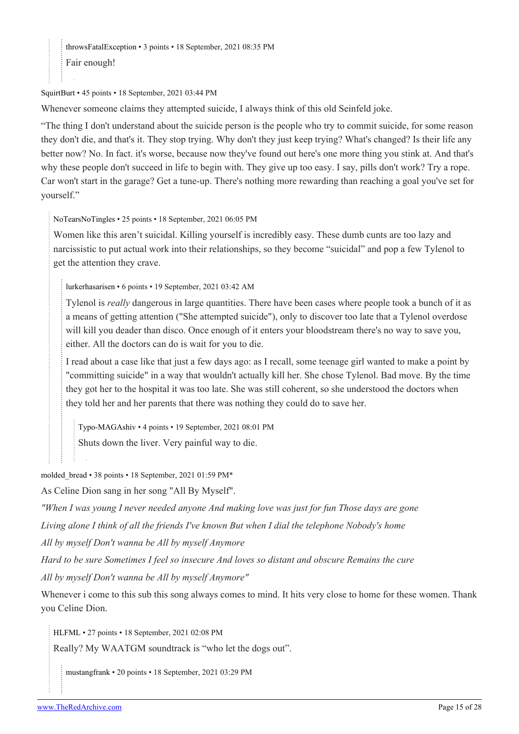throwsFatalException • 3 points • 18 September, 2021 08:35 PM

Fair enough!

SquirtBurt • 45 points • 18 September, 2021 03:44 PM

Whenever someone claims they attempted suicide, I always think of this old Seinfeld joke.

"The thing I don't understand about the suicide person is the people who try to commit suicide, for some reason they don't die, and that's it. They stop trying. Why don't they just keep trying? What's changed? Is their life any better now? No. In fact. it's worse, because now they've found out here's one more thing you stink at. And that's why these people don't succeed in life to begin with. They give up too easy. I say, pills don't work? Try a rope. Car won't start in the garage? Get a tune-up. There's nothing more rewarding than reaching a goal you've set for yourself."

> NoTearsNoTingles • 25 points • 18 September, 2021 06:05 PM
>
> Women like this aren't suicidal. Killing yourself is incredibly easy. These dumb cunts are too lazy and narcissistic to put actual work into their relationships, so they become "suicidal" and pop a few Tylenol to get the attention they crave.
>
> > lurkerhasarisen • 6 points • 19 September, 2021 03:42 AM
> >
> > Tylenol is *really* dangerous in large quantities. There have been cases where people took a bunch of it as a means of getting attention ("She attempted suicide"), only to discover too late that a Tylenol overdose will kill you deader than disco. Once enough of it enters your bloodstream there's no way to save you, either. All the doctors can do is wait for you to die.
> >
> > I read about a case like that just a few days ago: as I recall, some teenage girl wanted to make a point by "committing suicide" in a way that wouldn't actually kill her. She chose Tylenol. Bad move. By the time they got her to the hospital it was too late. She was still coherent, so she understood the doctors when they told her and her parents that there was nothing they could do to save her.
> >
> > > Typo-MAGAshiv • 4 points • 19 September, 2021 08:01 PM
> > >
> > > Shuts down the liver. Very painful way to die.

molded_bread • 38 points • 18 September, 2021 01:59 PM*

As Celine Dion sang in her song "All By Myself".

*"When I was young I never needed anyone And making love was just for fun Those days are gone*

*Living alone I think of all the friends I've known But when I dial the telephone Nobody's home*

*All by myself Don't wanna be All by myself Anymore*

*Hard to be sure Sometimes I feel so insecure And loves so distant and obscure Remains the cure*

*All by myself Don't wanna be All by myself Anymore"*

Whenever i come to this sub this song always comes to mind. It hits very close to home for these women. Thank you Celine Dion.

> HLFML • 27 points • 18 September, 2021 02:08 PM
>
> Really? My WAATGM soundtrack is "who let the dogs out".
>
> > mustangfrank • 20 points • 18 September, 2021 03:29 PM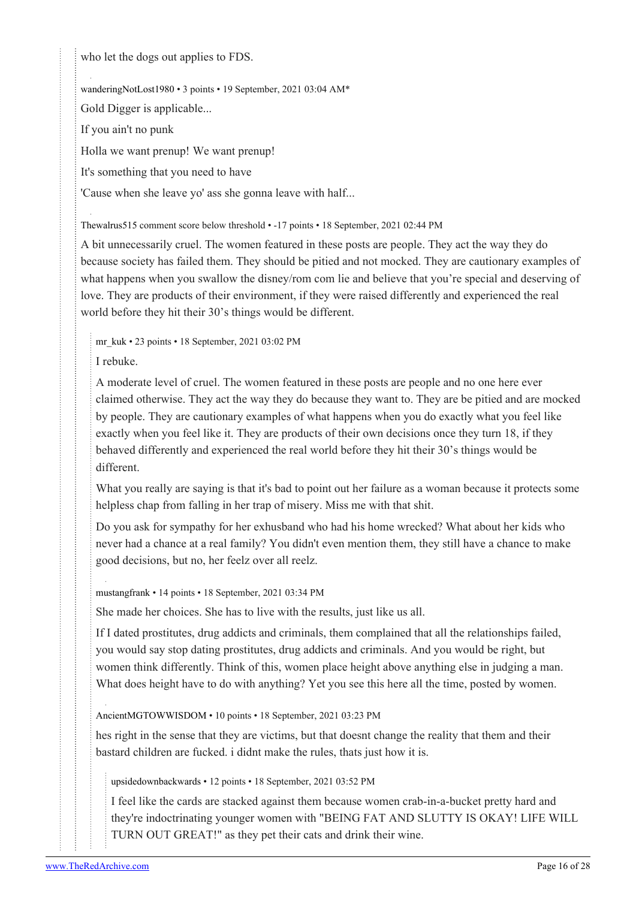who let the dogs out applies to FDS.

wanderingNotLost1980 • 3 points • 19 September, 2021 03:04 AM*

Gold Digger is applicable...

If you ain't no punk

Holla we want prenup! We want prenup!

It's something that you need to have

'Cause when she leave yo' ass she gonna leave with half...

Thewalrus515 comment score below threshold • -17 points • 18 September, 2021 02:44 PM

A bit unnecessarily cruel. The women featured in these posts are people. They act the way they do because society has failed them. They should be pitied and not mocked. They are cautionary examples of what happens when you swallow the disney/rom com lie and believe that you're special and deserving of love. They are products of their environment, if they were raised differently and experienced the real world before they hit their 30's things would be different.

> mr_kuk • 23 points • 18 September, 2021 03:02 PM
>
> I rebuke.
>
> A moderate level of cruel. The women featured in these posts are people and no one here ever claimed otherwise. They act the way they do because they want to. They are be pitied and are mocked by people. They are cautionary examples of what happens when you do exactly what you feel like exactly when you feel like it. They are products of their own decisions once they turn 18, if they behaved differently and experienced the real world before they hit their 30's things would be different.
>
> What you really are saying is that it's bad to point out her failure as a woman because it protects some helpless chap from falling in her trap of misery. Miss me with that shit.
>
> Do you ask for sympathy for her exhusband who had his home wrecked? What about her kids who never had a chance at a real family? You didn't even mention them, they still have a chance to make good decisions, but no, her feelz over all reelz.
>
> mustangfrank • 14 points • 18 September, 2021 03:34 PM
>
> She made her choices. She has to live with the results, just like us all.
>
> If I dated prostitutes, drug addicts and criminals, them complained that all the relationships failed, you would say stop dating prostitutes, drug addicts and criminals. And you would be right, but women think differently. Think of this, women place height above anything else in judging a man. What does height have to do with anything? Yet you see this here all the time, posted by women.
>
> AncientMGTOWWISDOM • 10 points • 18 September, 2021 03:23 PM
>
> hes right in the sense that they are victims, but that doesnt change the reality that them and their bastard children are fucked. i didnt make the rules, thats just how it is.
>
> > upsidedownbackwards • 12 points • 18 September, 2021 03:52 PM
> >
> > I feel like the cards are stacked against them because women crab-in-a-bucket pretty hard and they're indoctrinating younger women with "BEING FAT AND SLUTTY IS OKAY! LIFE WILL TURN OUT GREAT!" as they pet their cats and drink their wine.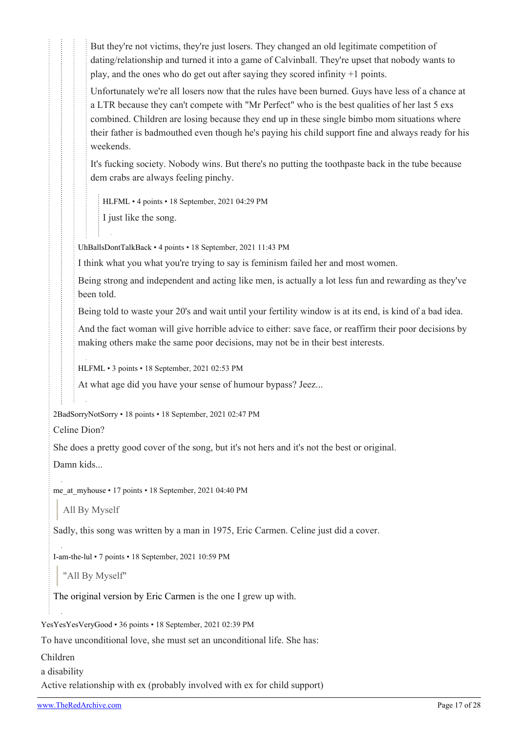But they're not victims, they're just losers. They changed an old legitimate competition of dating/relationship and turned it into a game of Calvinball. They're upset that nobody wants to play, and the ones who do get out after saying they scored infinity +1 points.

Unfortunately we're all losers now that the rules have been burned. Guys have less of a chance at a LTR because they can't compete with "Mr Perfect" who is the best qualities of her last 5 exs combined. Children are losing because they end up in these single bimbo mom situations where their father is badmouthed even though he's paying his child support fine and always ready for his weekends.

It's fucking society. Nobody wins. But there's no putting the toothpaste back in the tube because dem crabs are always feeling pinchy.

HLFML • 4 points • 18 September, 2021 04:29 PM

I just like the song.

UhBallsDontTalkBack • 4 points • 18 September, 2021 11:43 PM

I think what you what you're trying to say is feminism failed her and most women.

Being strong and independent and acting like men, is actually a lot less fun and rewarding as they've been told.

Being told to waste your 20's and wait until your fertility window is at its end, is kind of a bad idea.

And the fact woman will give horrible advice to either: save face, or reaffirm their poor decisions by making others make the same poor decisions, may not be in their best interests.

HLFML • 3 points • 18 September, 2021 02:53 PM

At what age did you have your sense of humour bypass? Jeez...

2BadSorryNotSorry • 18 points • 18 September, 2021 02:47 PM

Celine Dion?

She does a pretty good cover of the song, but it's not hers and it's not the best or original.

Damn kids...

me_at_myhouse • 17 points • 18 September, 2021 04:40 PM

> All By Myself

Sadly, this song was written by a man in 1975, Eric Carmen. Celine just did a cover.

I-am-the-lul • 7 points • 18 September, 2021 10:59 PM

> "All By Myself"

The original version by Eric Carmen is the one I grew up with.

YesYesYesVeryGood • 36 points • 18 September, 2021 02:39 PM

To have unconditional love, she must set an unconditional life. She has:

Children

a disability

Active relationship with ex (probably involved with ex for child support)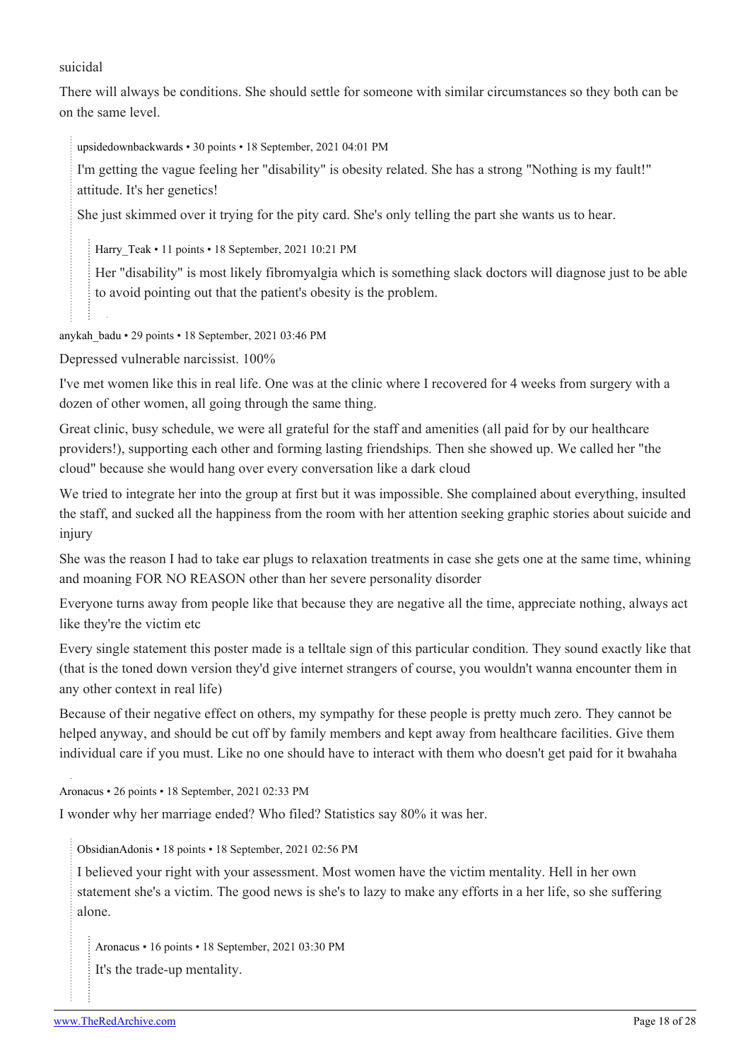suicidal

There will always be conditions. She should settle for someone with similar circumstances so they both can be on the same level.

> upsidedownbackwards • 30 points • 18 September, 2021 04:01 PM
>
> I'm getting the vague feeling her "disability" is obesity related. She has a strong "Nothing is my fault!" attitude. It's her genetics!
>
> She just skimmed over it trying for the pity card. She's only telling the part she wants us to hear.
>
> > Harry_Teak • 11 points • 18 September, 2021 10:21 PM
> >
> > Her "disability" is most likely fibromyalgia which is something slack doctors will diagnose just to be able to avoid pointing out that the patient's obesity is the problem.

anykah_badu • 29 points • 18 September, 2021 03:46 PM

Depressed vulnerable narcissist. 100%

I've met women like this in real life. One was at the clinic where I recovered for 4 weeks from surgery with a dozen of other women, all going through the same thing.

Great clinic, busy schedule, we were all grateful for the staff and amenities (all paid for by our healthcare providers!), supporting each other and forming lasting friendships. Then she showed up. We called her "the cloud" because she would hang over every conversation like a dark cloud

We tried to integrate her into the group at first but it was impossible. She complained about everything, insulted the staff, and sucked all the happiness from the room with her attention seeking graphic stories about suicide and injury

She was the reason I had to take ear plugs to relaxation treatments in case she gets one at the same time, whining and moaning FOR NO REASON other than her severe personality disorder

Everyone turns away from people like that because they are negative all the time, appreciate nothing, always act like they're the victim etc

Every single statement this poster made is a telltale sign of this particular condition. They sound exactly like that (that is the toned down version they'd give internet strangers of course, you wouldn't wanna encounter them in any other context in real life)

Because of their negative effect on others, my sympathy for these people is pretty much zero. They cannot be helped anyway, and should be cut off by family members and kept away from healthcare facilities. Give them individual care if you must. Like no one should have to interact with them who doesn't get paid for it bwahaha

Aronacus • 26 points • 18 September, 2021 02:33 PM

I wonder why her marriage ended? Who filed? Statistics say 80% it was her.

> ObsidianAdonis • 18 points • 18 September, 2021 02:56 PM
>
> I believed your right with your assessment. Most women have the victim mentality. Hell in her own statement she's a victim. The good news is she's to lazy to make any efforts in a her life, so she suffering alone.
>
> > Aronacus • 16 points • 18 September, 2021 03:30 PM
> >
> > It's the trade-up mentality.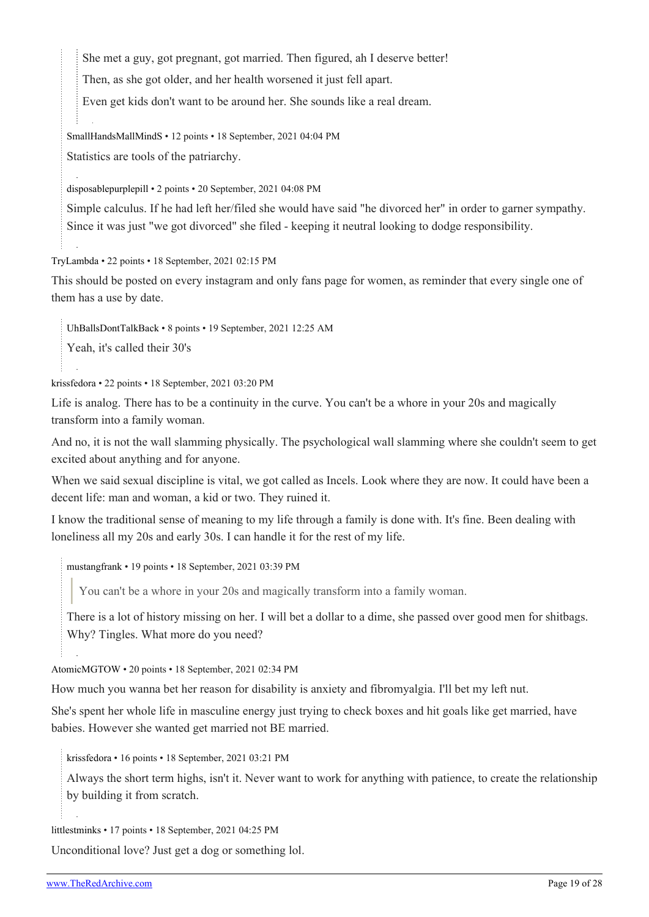> She met a guy, got pregnant, got married. Then figured, ah I deserve better!
>
> Then, as she got older, and her health worsened it just fell apart.
>
> Even get kids don't want to be around her. She sounds like a real dream.

SmallHandsMallMindS • 12 points • 18 September, 2021 04:04 PM

Statistics are tools of the patriarchy.

disposablepurplepill • 2 points • 20 September, 2021 04:08 PM

Simple calculus. If he had left her/filed she would have said "he divorced her" in order to garner sympathy. Since it was just "we got divorced" she filed - keeping it neutral looking to dodge responsibility.

TryLambda • 22 points • 18 September, 2021 02:15 PM

This should be posted on every instagram and only fans page for women, as reminder that every single one of them has a use by date.

UhBallsDontTalkBack • 8 points • 19 September, 2021 12:25 AM

Yeah, it's called their 30's

krissfedora • 22 points • 18 September, 2021 03:20 PM

Life is analog. There has to be a continuity in the curve. You can't be a whore in your 20s and magically transform into a family woman.

And no, it is not the wall slamming physically. The psychological wall slamming where she couldn't seem to get excited about anything and for anyone.

When we said sexual discipline is vital, we got called as Incels. Look where they are now. It could have been a decent life: man and woman, a kid or two. They ruined it.

I know the traditional sense of meaning to my life through a family is done with. It's fine. Been dealing with loneliness all my 20s and early 30s. I can handle it for the rest of my life.

mustangfrank • 19 points • 18 September, 2021 03:39 PM

> You can't be a whore in your 20s and magically transform into a family woman.

There is a lot of history missing on her. I will bet a dollar to a dime, she passed over good men for shitbags. Why? Tingles. What more do you need?

AtomicMGTOW • 20 points • 18 September, 2021 02:34 PM

How much you wanna bet her reason for disability is anxiety and fibromyalgia. I'll bet my left nut.

She's spent her whole life in masculine energy just trying to check boxes and hit goals like get married, have babies. However she wanted get married not BE married.

krissfedora • 16 points • 18 September, 2021 03:21 PM

Always the short term highs, isn't it. Never want to work for anything with patience, to create the relationship by building it from scratch.

littlestminks • 17 points • 18 September, 2021 04:25 PM

Unconditional love? Just get a dog or something lol.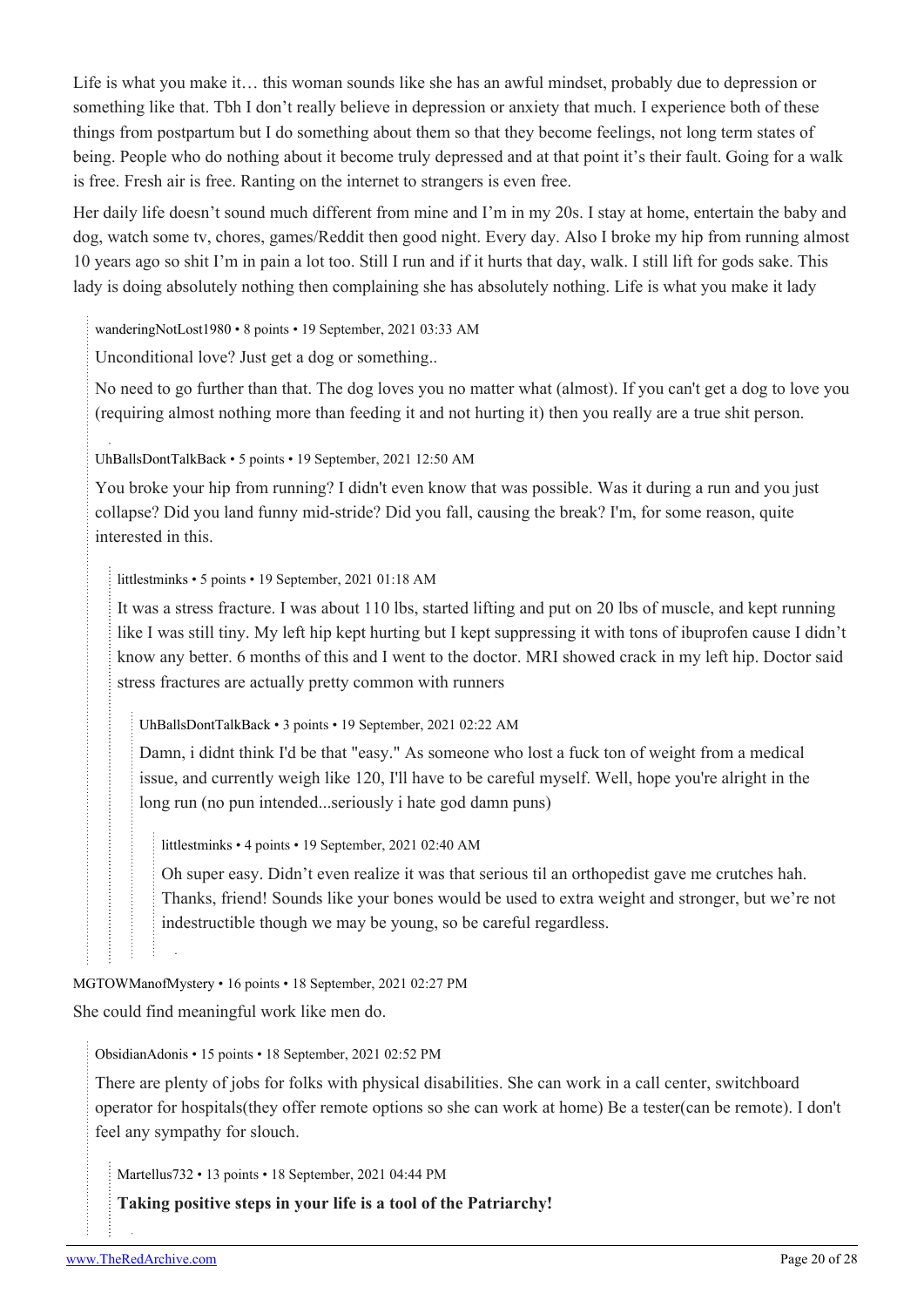Life is what you make it… this woman sounds like she has an awful mindset, probably due to depression or something like that. Tbh I don't really believe in depression or anxiety that much. I experience both of these things from postpartum but I do something about them so that they become feelings, not long term states of being. People who do nothing about it become truly depressed and at that point it's their fault. Going for a walk is free. Fresh air is free. Ranting on the internet to strangers is even free.

Her daily life doesn't sound much different from mine and I'm in my 20s. I stay at home, entertain the baby and dog, watch some tv, chores, games/Reddit then good night. Every day. Also I broke my hip from running almost 10 years ago so shit I'm in pain a lot too. Still I run and if it hurts that day, walk. I still lift for gods sake. This lady is doing absolutely nothing then complaining she has absolutely nothing. Life is what you make it lady

> wanderingNotLost1980 • 8 points • 19 September, 2021 03:33 AM
>
> Unconditional love? Just get a dog or something..
>
> No need to go further than that. The dog loves you no matter what (almost). If you can't get a dog to love you (requiring almost nothing more than feeding it and not hurting it) then you really are a true shit person.

> UhBallsDontTalkBack • 5 points • 19 September, 2021 12:50 AM
>
> You broke your hip from running? I didn't even know that was possible. Was it during a run and you just collapse? Did you land funny mid-stride? Did you fall, causing the break? I'm, for some reason, quite interested in this.
>
> > littlestminks • 5 points • 19 September, 2021 01:18 AM
> >
> > It was a stress fracture. I was about 110 lbs, started lifting and put on 20 lbs of muscle, and kept running like I was still tiny. My left hip kept hurting but I kept suppressing it with tons of ibuprofen cause I didn't know any better. 6 months of this and I went to the doctor. MRI showed crack in my left hip. Doctor said stress fractures are actually pretty common with runners
> >
> > > UhBallsDontTalkBack • 3 points • 19 September, 2021 02:22 AM
> > >
> > > Damn, i didnt think I'd be that "easy." As someone who lost a fuck ton of weight from a medical issue, and currently weigh like 120, I'll have to be careful myself. Well, hope you're alright in the long run (no pun intended...seriously i hate god damn puns)
> > >
> > > > littlestminks • 4 points • 19 September, 2021 02:40 AM
> > > >
> > > > Oh super easy. Didn't even realize it was that serious til an orthopedist gave me crutches hah. Thanks, friend! Sounds like your bones would be used to extra weight and stronger, but we're not indestructible though we may be young, so be careful regardless.

MGTOWManofMystery • 16 points • 18 September, 2021 02:27 PM

She could find meaningful work like men do.

> ObsidianAdonis • 15 points • 18 September, 2021 02:52 PM
>
> There are plenty of jobs for folks with physical disabilities. She can work in a call center, switchboard operator for hospitals(they offer remote options so she can work at home) Be a tester(can be remote). I don't feel any sympathy for slouch.
>
> > Martellus732 • 13 points • 18 September, 2021 04:44 PM
> >
> > **Taking positive steps in your life is a tool of the Patriarchy!**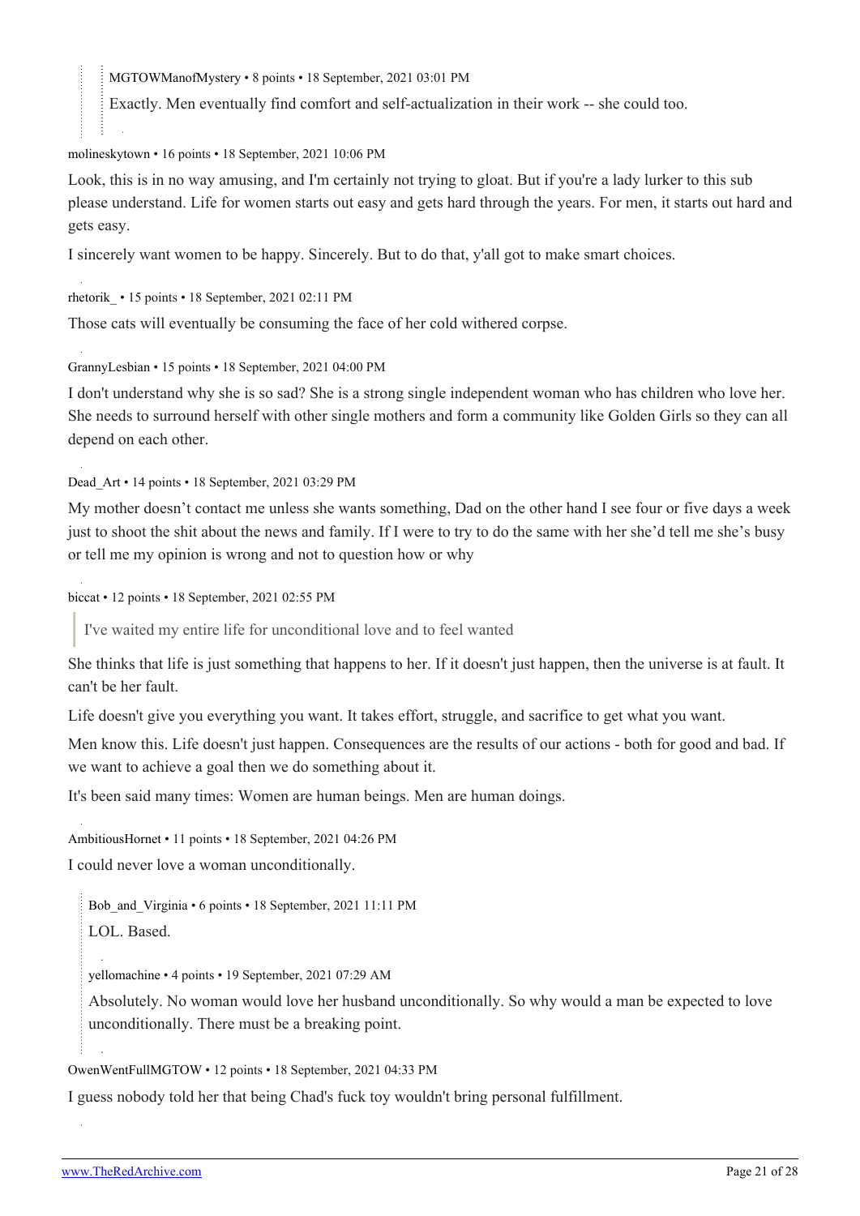> MGTOWManofMystery • 8 points • 18 September, 2021 03:01 PM
>
> Exactly. Men eventually find comfort and self-actualization in their work -- she could too.

molineskytown • 16 points • 18 September, 2021 10:06 PM

Look, this is in no way amusing, and I'm certainly not trying to gloat. But if you're a lady lurker to this sub please understand. Life for women starts out easy and gets hard through the years. For men, it starts out hard and gets easy.

I sincerely want women to be happy. Sincerely. But to do that, y'all got to make smart choices.

rhetorik_ • 15 points • 18 September, 2021 02:11 PM

Those cats will eventually be consuming the face of her cold withered corpse.

GrannyLesbian • 15 points • 18 September, 2021 04:00 PM

I don't understand why she is so sad? She is a strong single independent woman who has children who love her. She needs to surround herself with other single mothers and form a community like Golden Girls so they can all depend on each other.

Dead_Art • 14 points • 18 September, 2021 03:29 PM

My mother doesn't contact me unless she wants something, Dad on the other hand I see four or five days a week just to shoot the shit about the news and family. If I were to try to do the same with her she'd tell me she's busy or tell me my opinion is wrong and not to question how or why

biccat • 12 points • 18 September, 2021 02:55 PM

> I've waited my entire life for unconditional love and to feel wanted

She thinks that life is just something that happens to her. If it doesn't just happen, then the universe is at fault. It can't be her fault.

Life doesn't give you everything you want. It takes effort, struggle, and sacrifice to get what you want.

Men know this. Life doesn't just happen. Consequences are the results of our actions - both for good and bad. If we want to achieve a goal then we do something about it.

It's been said many times: Women are human beings. Men are human doings.

AmbitiousHornet • 11 points • 18 September, 2021 04:26 PM

I could never love a woman unconditionally.

> Bob_and_Virginia • 6 points • 18 September, 2021 11:11 PM
>
> LOL. Based.
>
> yellomachine • 4 points • 19 September, 2021 07:29 AM
>
> Absolutely. No woman would love her husband unconditionally. So why would a man be expected to love unconditionally. There must be a breaking point.

OwenWentFullMGTOW • 12 points • 18 September, 2021 04:33 PM

I guess nobody told her that being Chad's fuck toy wouldn't bring personal fulfillment.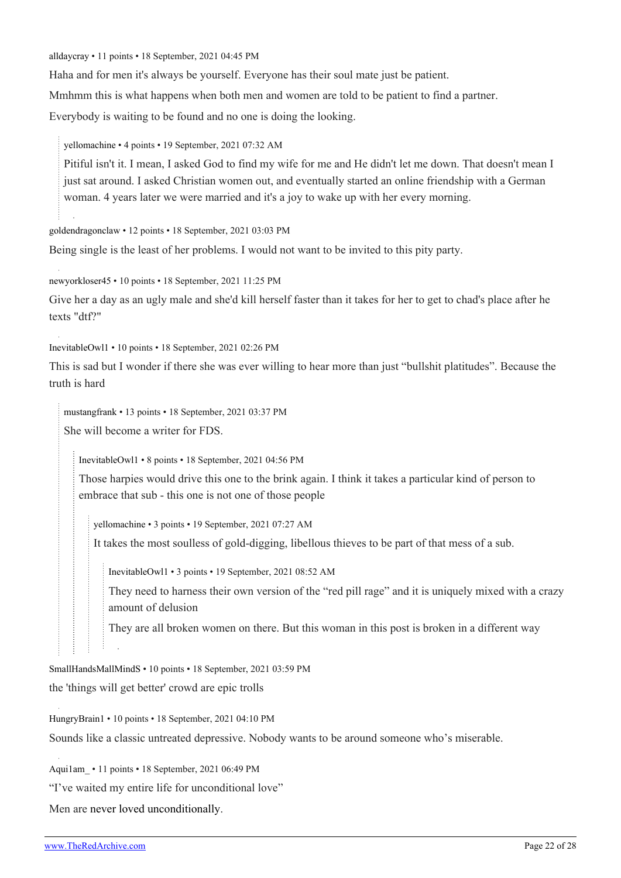alldaycray • 11 points • 18 September, 2021 04:45 PM

Haha and for men it's always be yourself. Everyone has their soul mate just be patient.

Mmhmm this is what happens when both men and women are told to be patient to find a partner.

Everybody is waiting to be found and no one is doing the looking.

> yellomachine • 4 points • 19 September, 2021 07:32 AM
>
> Pitiful isn't it. I mean, I asked God to find my wife for me and He didn't let me down. That doesn't mean I just sat around. I asked Christian women out, and eventually started an online friendship with a German woman. 4 years later we were married and it's a joy to wake up with her every morning.

goldendragonclaw • 12 points • 18 September, 2021 03:03 PM

Being single is the least of her problems. I would not want to be invited to this pity party.

newyorkloser45 • 10 points • 18 September, 2021 11:25 PM

Give her a day as an ugly male and she'd kill herself faster than it takes for her to get to chad's place after he texts "dtf?"

InevitableOwl1 • 10 points • 18 September, 2021 02:26 PM

This is sad but I wonder if there she was ever willing to hear more than just "bullshit platitudes". Because the truth is hard

> mustangfrank • 13 points • 18 September, 2021 03:37 PM
>
> She will become a writer for FDS.
>
> > InevitableOwl1 • 8 points • 18 September, 2021 04:56 PM
> >
> > Those harpies would drive this one to the brink again. I think it takes a particular kind of person to embrace that sub - this one is not one of those people
> >
> > > yellomachine • 3 points • 19 September, 2021 07:27 AM
> > >
> > > It takes the most soulless of gold-digging, libellous thieves to be part of that mess of a sub.
> > >
> > > > InevitableOwl1 • 3 points • 19 September, 2021 08:52 AM
> > > >
> > > > They need to harness their own version of the "red pill rage" and it is uniquely mixed with a crazy amount of delusion
> > > >
> > > > They are all broken women on there. But this woman in this post is broken in a different way

SmallHandsMallMindS • 10 points • 18 September, 2021 03:59 PM

the 'things will get better' crowd are epic trolls

HungryBrain1 • 10 points • 18 September, 2021 04:10 PM

Sounds like a classic untreated depressive. Nobody wants to be around someone who's miserable.

Aqui1am_ • 11 points • 18 September, 2021 06:49 PM

"I've waited my entire life for unconditional love"

Men are never loved unconditionally.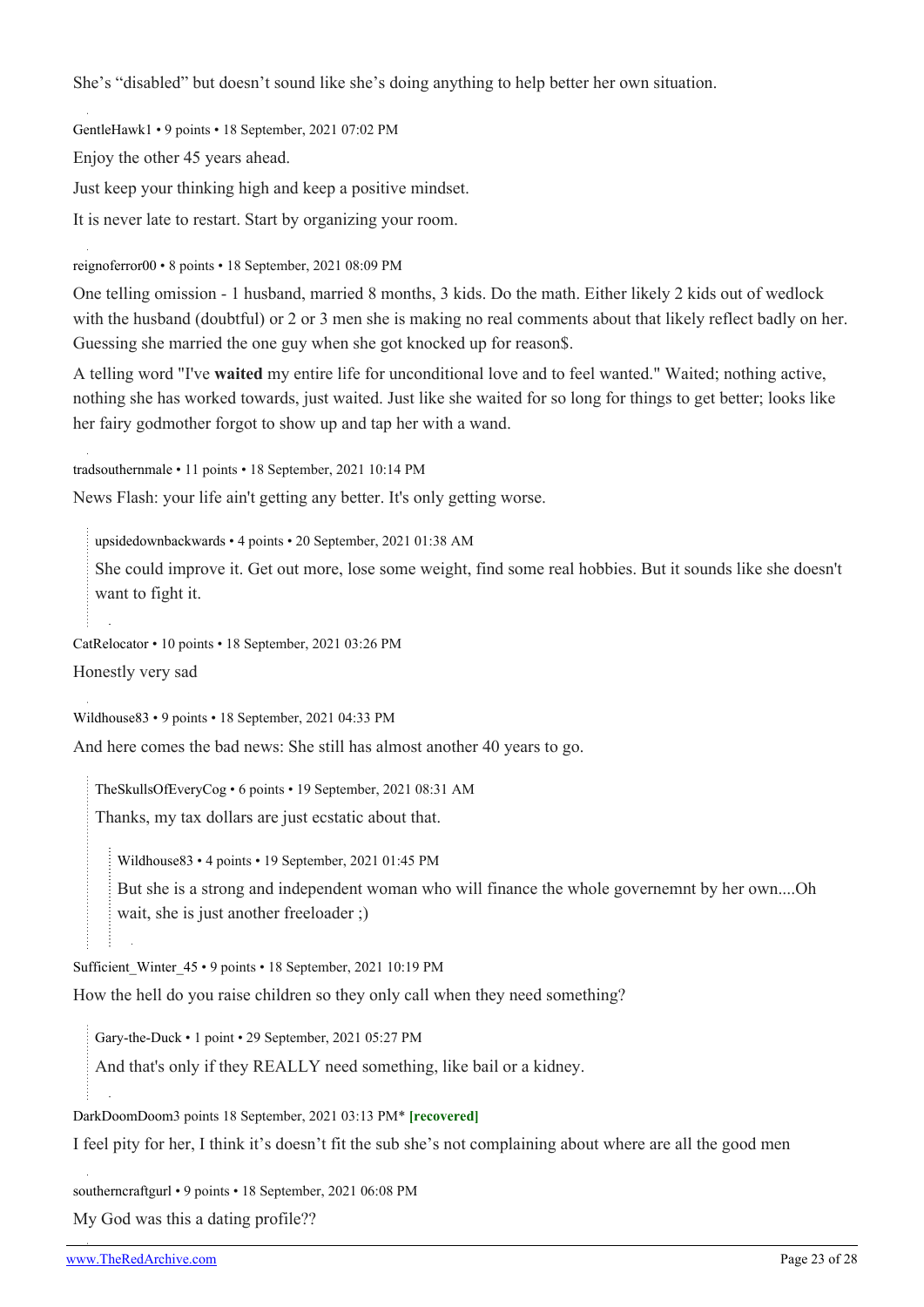She's "disabled" but doesn't sound like she's doing anything to help better her own situation.

GentleHawk1 • 9 points • 18 September, 2021 07:02 PM

Enjoy the other 45 years ahead.

Just keep your thinking high and keep a positive mindset.

It is never late to restart. Start by organizing your room.

reignoferror00 • 8 points • 18 September, 2021 08:09 PM

One telling omission - 1 husband, married 8 months, 3 kids. Do the math. Either likely 2 kids out of wedlock with the husband (doubtful) or 2 or 3 men she is making no real comments about that likely reflect badly on her. Guessing she married the one guy when she got knocked up for reason$.

A telling word "I've **waited** my entire life for unconditional love and to feel wanted." Waited; nothing active, nothing she has worked towards, just waited. Just like she waited for so long for things to get better; looks like her fairy godmother forgot to show up and tap her with a wand.

tradsouthernmale • 11 points • 18 September, 2021 10:14 PM

News Flash: your life ain't getting any better. It's only getting worse.

> upsidedownbackwards • 4 points • 20 September, 2021 01:38 AM
>
> She could improve it. Get out more, lose some weight, find some real hobbies. But it sounds like she doesn't want to fight it.

CatRelocator • 10 points • 18 September, 2021 03:26 PM

Honestly very sad

Wildhouse83 • 9 points • 18 September, 2021 04:33 PM

And here comes the bad news: She still has almost another 40 years to go.

> TheSkullsOfEveryCog • 6 points • 19 September, 2021 08:31 AM
>
> Thanks, my tax dollars are just ecstatic about that.
>
> > Wildhouse83 • 4 points • 19 September, 2021 01:45 PM
> >
> > But she is a strong and independent woman who will finance the whole governemnt by her own....Oh wait, she is just another freeloader ;)

Sufficient_Winter_45 • 9 points • 18 September, 2021 10:19 PM

How the hell do you raise children so they only call when they need something?

> Gary-the-Duck • 1 point • 29 September, 2021 05:27 PM
>
> And that's only if they REALLY need something, like bail or a kidney.

DarkDoomDoom3 points 18 September, 2021 03:13 PM* **[recovered]**

I feel pity for her, I think it's doesn't fit the sub she's not complaining about where are all the good men

southerncraftgurl • 9 points • 18 September, 2021 06:08 PM

My God was this a dating profile??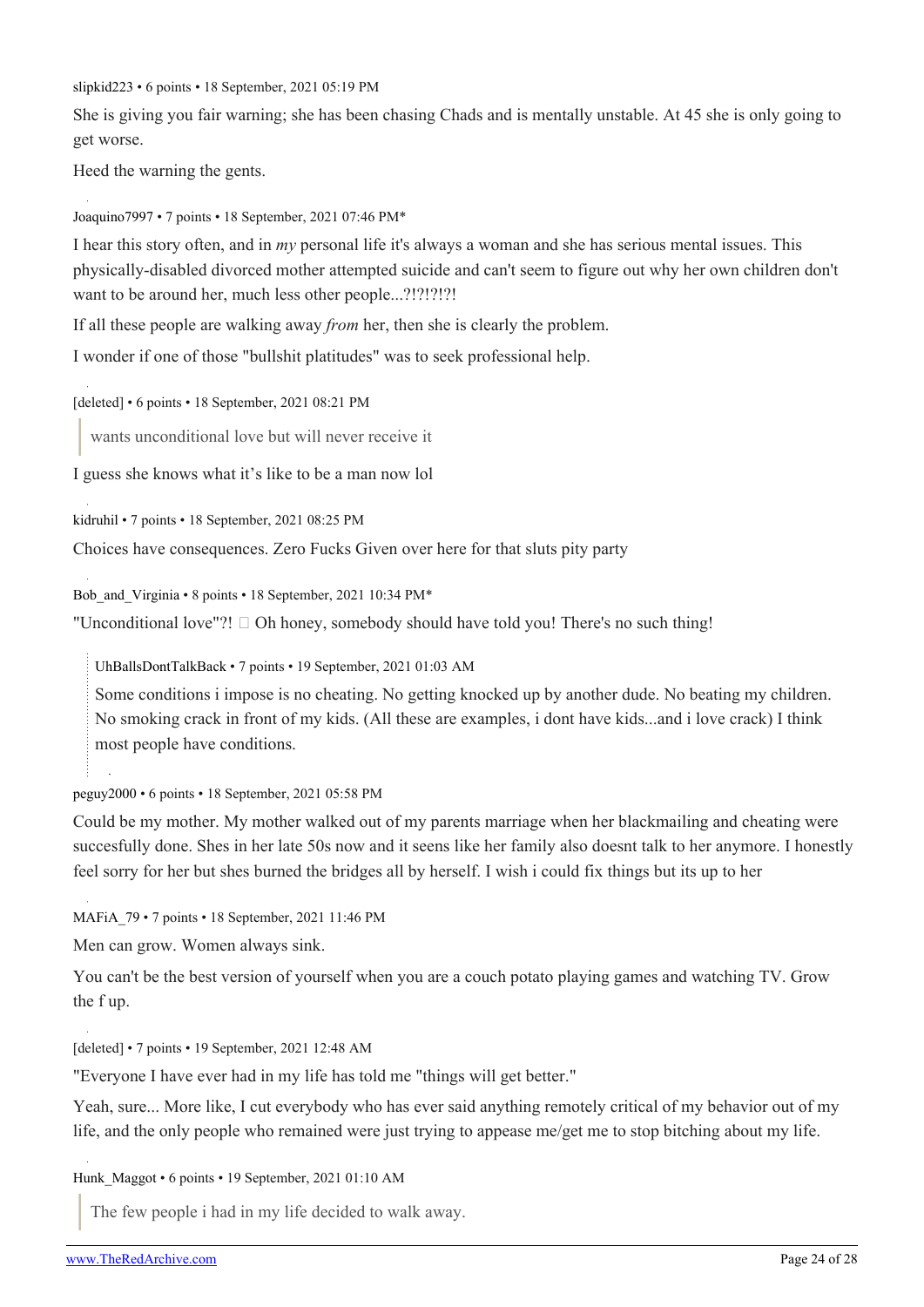slipkid223 • 6 points • 18 September, 2021 05:19 PM

She is giving you fair warning; she has been chasing Chads and is mentally unstable. At 45 she is only going to get worse.

Heed the warning the gents.

Joaquino7997 • 7 points • 18 September, 2021 07:46 PM*

I hear this story often, and in *my* personal life it's always a woman and she has serious mental issues. This physically-disabled divorced mother attempted suicide and can't seem to figure out why her own children don't want to be around her, much less other people...?!?!?!?!

If all these people are walking away *from* her, then she is clearly the problem.

I wonder if one of those "bullshit platitudes" was to seek professional help.

[deleted] • 6 points • 18 September, 2021 08:21 PM

> wants unconditional love but will never receive it

I guess she knows what it's like to be a man now lol

kidruhil • 7 points • 18 September, 2021 08:25 PM

Choices have consequences. Zero Fucks Given over here for that sluts pity party

Bob_and_Virginia • 8 points • 18 September, 2021 10:34 PM*

"Unconditional love"?! Oh honey, somebody should have told you! There's no such thing!

> UhBallsDontTalkBack • 7 points • 19 September, 2021 01:03 AM
>
> Some conditions i impose is no cheating. No getting knocked up by another dude. No beating my children. No smoking crack in front of my kids. (All these are examples, i dont have kids...and i love crack) I think most people have conditions.

peguy2000 • 6 points • 18 September, 2021 05:58 PM

Could be my mother. My mother walked out of my parents marriage when her blackmailing and cheating were succesfully done. Shes in her late 50s now and it seens like her family also doesnt talk to her anymore. I honestly feel sorry for her but shes burned the bridges all by herself. I wish i could fix things but its up to her

MAFiA_79 • 7 points • 18 September, 2021 11:46 PM

Men can grow. Women always sink.

You can't be the best version of yourself when you are a couch potato playing games and watching TV. Grow the f up.

[deleted] • 7 points • 19 September, 2021 12:48 AM

"Everyone I have ever had in my life has told me "things will get better."

Yeah, sure... More like, I cut everybody who has ever said anything remotely critical of my behavior out of my life, and the only people who remained were just trying to appease me/get me to stop bitching about my life.

Hunk_Maggot • 6 points • 19 September, 2021 01:10 AM

> The few people i had in my life decided to walk away.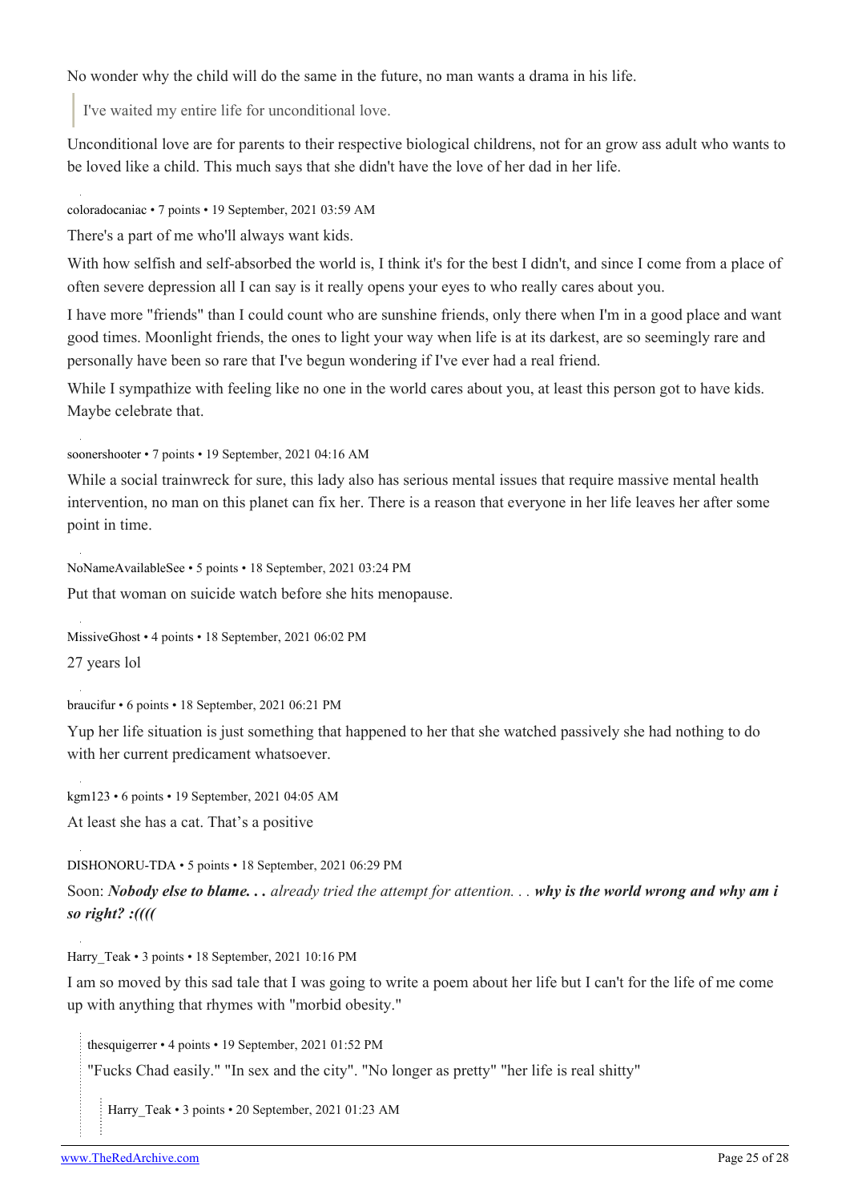No wonder why the child will do the same in the future, no man wants a drama in his life.

> I've waited my entire life for unconditional love.

Unconditional love are for parents to their respective biological childrens, not for an grow ass adult who wants to be loved like a child. This much says that she didn't have the love of her dad in her life.

coloradocaniac • 7 points • 19 September, 2021 03:59 AM

There's a part of me who'll always want kids.

With how selfish and self-absorbed the world is, I think it's for the best I didn't, and since I come from a place of often severe depression all I can say is it really opens your eyes to who really cares about you.

I have more "friends" than I could count who are sunshine friends, only there when I'm in a good place and want good times. Moonlight friends, the ones to light your way when life is at its darkest, are so seemingly rare and personally have been so rare that I've begun wondering if I've ever had a real friend.

While I sympathize with feeling like no one in the world cares about you, at least this person got to have kids. Maybe celebrate that.

soonershooter • 7 points • 19 September, 2021 04:16 AM

While a social trainwreck for sure, this lady also has serious mental issues that require massive mental health intervention, no man on this planet can fix her. There is a reason that everyone in her life leaves her after some point in time.

NoNameAvailableSee • 5 points • 18 September, 2021 03:24 PM

Put that woman on suicide watch before she hits menopause.

MissiveGhost • 4 points • 18 September, 2021 06:02 PM

27 years lol

braucifur • 6 points • 18 September, 2021 06:21 PM

Yup her life situation is just something that happened to her that she watched passively she had nothing to do with her current predicament whatsoever.

kgm123 • 6 points • 19 September, 2021 04:05 AM

At least she has a cat. That's a positive

DISHONORU-TDA • 5 points • 18 September, 2021 06:29 PM

Soon: ***Nobody else to blame. . .*** *already tried the attempt for attention. . .* ***why is the world wrong and why am i so right? :((((***

Harry_Teak • 3 points • 18 September, 2021 10:16 PM

I am so moved by this sad tale that I was going to write a poem about her life but I can't for the life of me come up with anything that rhymes with "morbid obesity."

> thesquigerrer • 4 points • 19 September, 2021 01:52 PM
>
> "Fucks Chad easily." "In sex and the city". "No longer as pretty" "her life is real shitty"
>
> > Harry_Teak • 3 points • 20 September, 2021 01:23 AM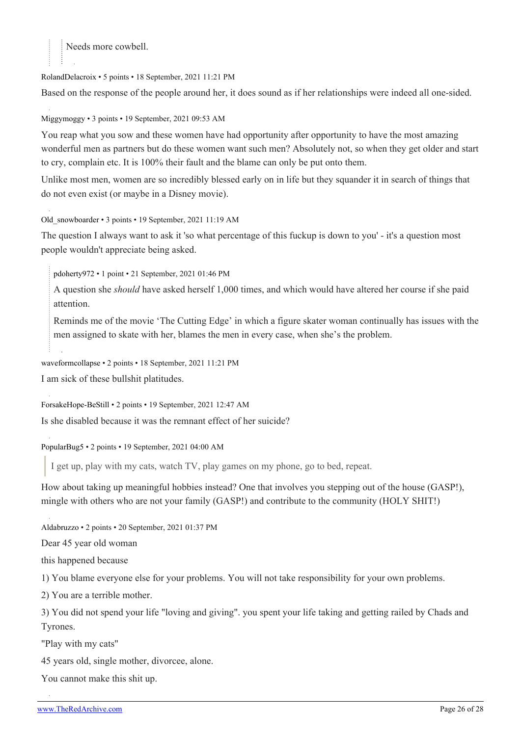> > Needs more cowbell.

RolandDelacroix • 5 points • 18 September, 2021 11:21 PM

Based on the response of the people around her, it does sound as if her relationships were indeed all one-sided.

Miggymoggy • 3 points • 19 September, 2021 09:53 AM

You reap what you sow and these women have had opportunity after opportunity to have the most amazing wonderful men as partners but do these women want such men? Absolutely not, so when they get older and start to cry, complain etc. It is 100% their fault and the blame can only be put onto them.

Unlike most men, women are so incredibly blessed early on in life but they squander it in search of things that do not even exist (or maybe in a Disney movie).

Old_snowboarder • 3 points • 19 September, 2021 11:19 AM

The question I always want to ask it 'so what percentage of this fuckup is down to you' - it's a question most people wouldn't appreciate being asked.

> pdoherty972 • 1 point • 21 September, 2021 01:46 PM
>
> A question she *should* have asked herself 1,000 times, and which would have altered her course if she paid attention.
>
> Reminds me of the movie 'The Cutting Edge' in which a figure skater woman continually has issues with the men assigned to skate with her, blames the men in every case, when she's the problem.

waveformcollapse • 2 points • 18 September, 2021 11:21 PM

I am sick of these bullshit platitudes.

ForsakeHope-BeStill • 2 points • 19 September, 2021 12:47 AM

Is she disabled because it was the remnant effect of her suicide?

PopularBug5 • 2 points • 19 September, 2021 04:00 AM

> I get up, play with my cats, watch TV, play games on my phone, go to bed, repeat.

How about taking up meaningful hobbies instead? One that involves you stepping out of the house (GASP!), mingle with others who are not your family (GASP!) and contribute to the community (HOLY SHIT!)

Aldabruzzo • 2 points • 20 September, 2021 01:37 PM

Dear 45 year old woman

this happened because

1) You blame everyone else for your problems. You will not take responsibility for your own problems.

2) You are a terrible mother.

3) You did not spend your life "loving and giving". you spent your life taking and getting railed by Chads and Tyrones.

"Play with my cats"

45 years old, single mother, divorcee, alone.

You cannot make this shit up.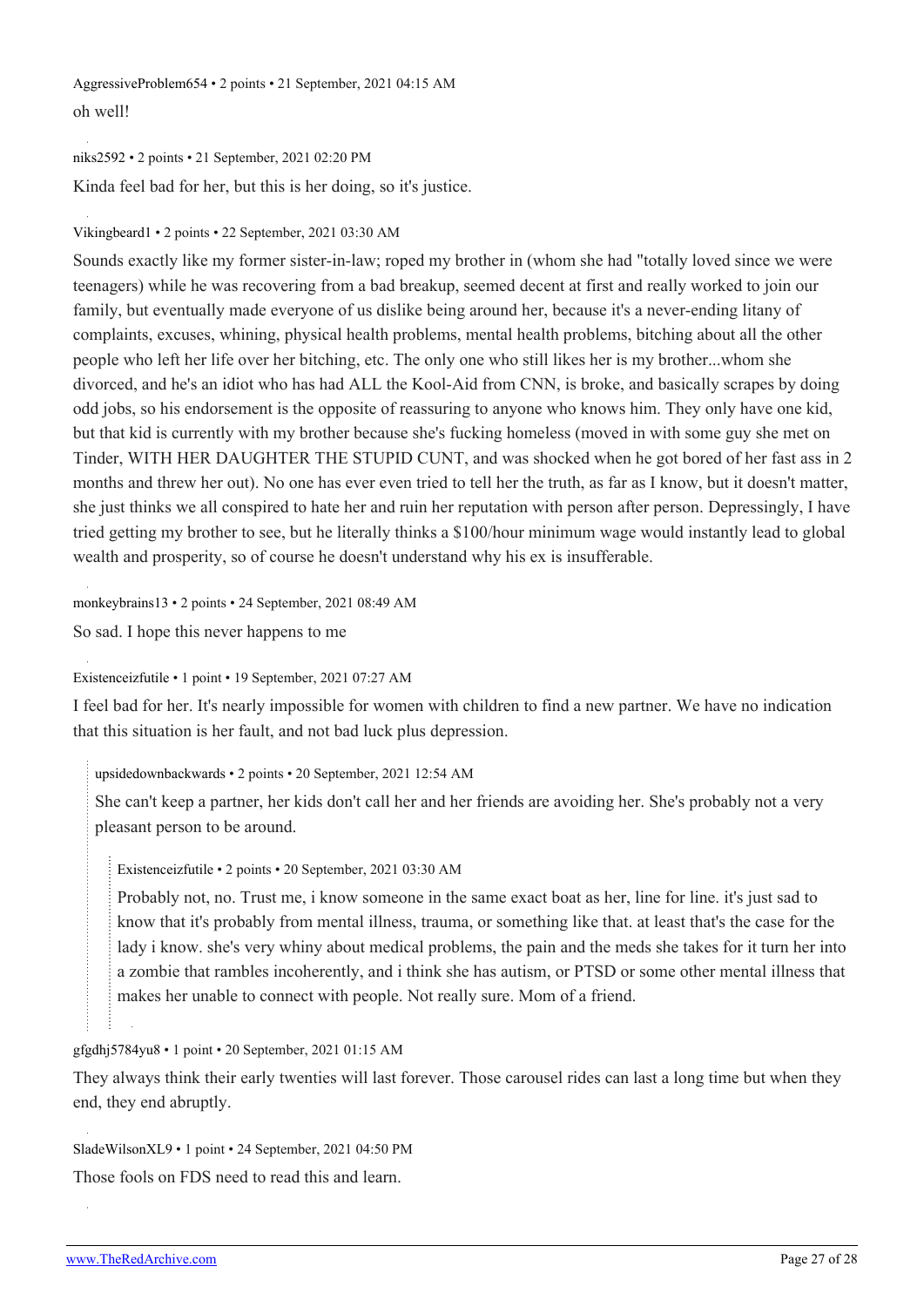AggressiveProblem654 • 2 points • 21 September, 2021 04:15 AM

oh well!

niks2592 • 2 points • 21 September, 2021 02:20 PM

Kinda feel bad for her, but this is her doing, so it's justice.

Vikingbeard1 • 2 points • 22 September, 2021 03:30 AM

Sounds exactly like my former sister-in-law; roped my brother in (whom she had "totally loved since we were teenagers) while he was recovering from a bad breakup, seemed decent at first and really worked to join our family, but eventually made everyone of us dislike being around her, because it's a never-ending litany of complaints, excuses, whining, physical health problems, mental health problems, bitching about all the other people who left her life over her bitching, etc. The only one who still likes her is my brother...whom she divorced, and he's an idiot who has had ALL the Kool-Aid from CNN, is broke, and basically scrapes by doing odd jobs, so his endorsement is the opposite of reassuring to anyone who knows him. They only have one kid, but that kid is currently with my brother because she's fucking homeless (moved in with some guy she met on Tinder, WITH HER DAUGHTER THE STUPID CUNT, and was shocked when he got bored of her fast ass in 2 months and threw her out). No one has ever even tried to tell her the truth, as far as I know, but it doesn't matter, she just thinks we all conspired to hate her and ruin her reputation with person after person. Depressingly, I have tried getting my brother to see, but he literally thinks a $100/hour minimum wage would instantly lead to global wealth and prosperity, so of course he doesn't understand why his ex is insufferable.

monkeybrains13 • 2 points • 24 September, 2021 08:49 AM

So sad. I hope this never happens to me

Existenceizfutile • 1 point • 19 September, 2021 07:27 AM

I feel bad for her. It's nearly impossible for women with children to find a new partner. We have no indication that this situation is her fault, and not bad luck plus depression.

> upsidedownbackwards • 2 points • 20 September, 2021 12:54 AM
>
> She can't keep a partner, her kids don't call her and her friends are avoiding her. She's probably not a very pleasant person to be around.
>
> > Existenceizfutile • 2 points • 20 September, 2021 03:30 AM
> >
> > Probably not, no. Trust me, i know someone in the same exact boat as her, line for line. it's just sad to know that it's probably from mental illness, trauma, or something like that. at least that's the case for the lady i know. she's very whiny about medical problems, the pain and the meds she takes for it turn her into a zombie that rambles incoherently, and i think she has autism, or PTSD or some other mental illness that makes her unable to connect with people. Not really sure. Mom of a friend.

gfgdhj5784yu8 • 1 point • 20 September, 2021 01:15 AM

They always think their early twenties will last forever. Those carousel rides can last a long time but when they end, they end abruptly.

SladeWilsonXL9 • 1 point • 24 September, 2021 04:50 PM

Those fools on FDS need to read this and learn.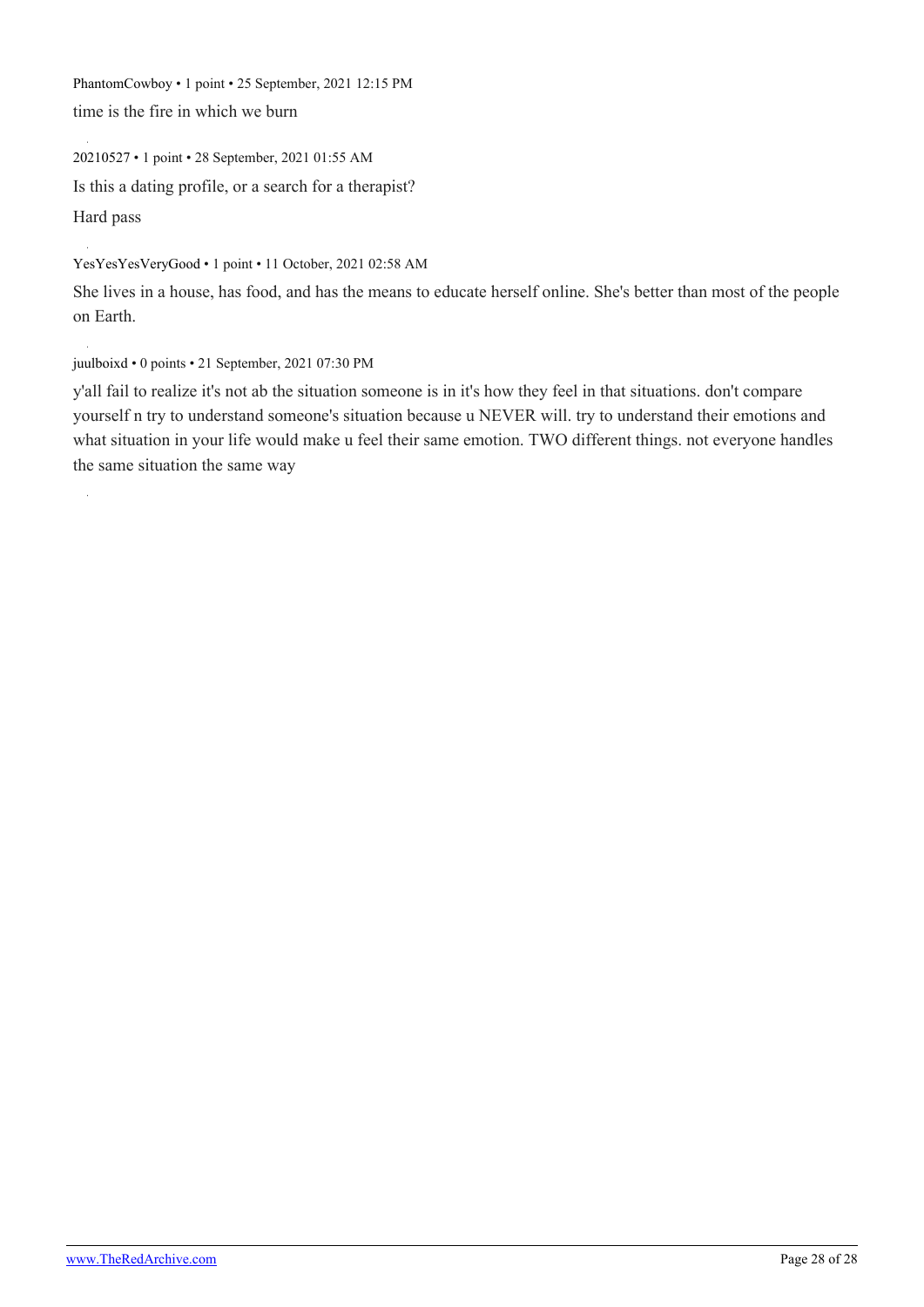PhantomCowboy • 1 point • 25 September, 2021 12:15 PM

time is the fire in which we burn

20210527 • 1 point • 28 September, 2021 01:55 AM

Is this a dating profile, or a search for a therapist?

Hard pass

YesYesYesVeryGood • 1 point • 11 October, 2021 02:58 AM

She lives in a house, has food, and has the means to educate herself online. She's better than most of the people on Earth.

juulboixd • 0 points • 21 September, 2021 07:30 PM

y'all fail to realize it's not ab the situation someone is in it's how they feel in that situations. don't compare yourself n try to understand someone's situation because u NEVER will. try to understand their emotions and what situation in your life would make u feel their same emotion. TWO different things. not everyone handles the same situation the same way